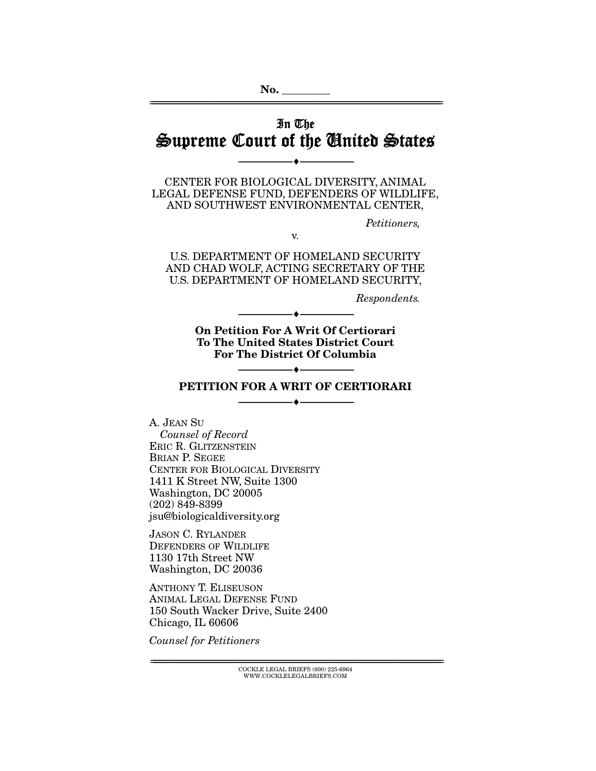No. \_\_\_\_\_\_\_\_

# In The Supreme Court of the United States

---

CENTER FOR BIOLOGICAL DIVERSITY, ANIMAL LEGAL DEFENSE FUND, DEFENDERS OF WILDLIFE, AND SOUTHWEST ENVIRONMENTAL CENTER,

*Petitioners,*

v.

U.S. DEPARTMENT OF HOMELAND SECURITY AND CHAD WOLF, ACTING SECRETARY OF THE U.S. DEPARTMENT OF HOMELAND SECURITY,

*Respondents.*

---

**On Petition For A Writ Of Certiorari To The United States District Court For The District Of Columbia**

---

**PETITION FOR A WRIT OF CERTIORARI**

---

A. JEAN SU
*Counsel of Record*
ERIC R. GLITZENSTEIN
BRIAN P. SEGEE
CENTER FOR BIOLOGICAL DIVERSITY
1411 K Street NW, Suite 1300
Washington, DC 20005
(202) 849-8399
jsu@biologicaldiversity.org

JASON C. RYLANDER
DEFENDERS OF WILDLIFE
1130 17th Street NW
Washington, DC 20036

ANTHONY T. ELISEUSON
ANIMAL LEGAL DEFENSE FUND
150 South Wacker Drive, Suite 2400
Chicago, IL 60606

*Counsel for Petitioners*

COCKLE LEGAL BRIEFS (800) 225-6964
WWW.COCKLELEGALBRIEFS.COM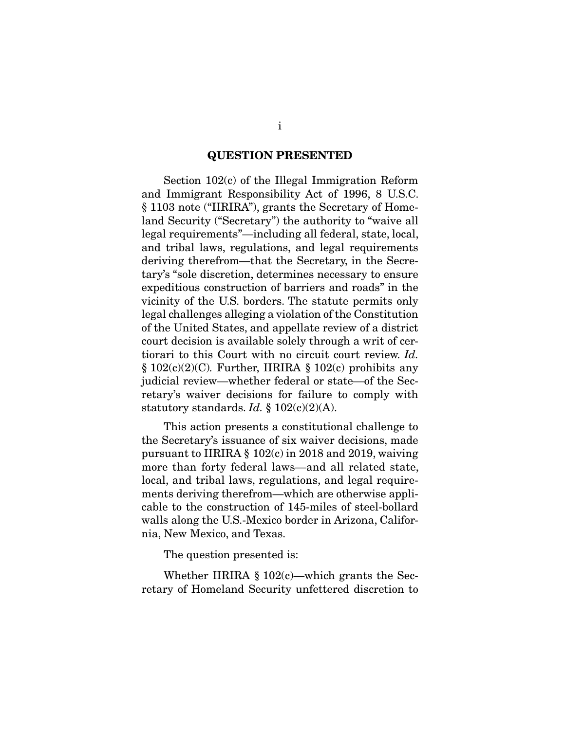## QUESTION PRESENTED

Section 102(c) of the Illegal Immigration Reform and Immigrant Responsibility Act of 1996, 8 U.S.C. § 1103 note ("IIRIRA"), grants the Secretary of Homeland Security ("Secretary") the authority to "waive all legal requirements"—including all federal, state, local, and tribal laws, regulations, and legal requirements deriving therefrom—that the Secretary, in the Secretary's "sole discretion, determines necessary to ensure expeditious construction of barriers and roads" in the vicinity of the U.S. borders. The statute permits only legal challenges alleging a violation of the Constitution of the United States, and appellate review of a district court decision is available solely through a writ of certiorari to this Court with no circuit court review. *Id.* § 102(c)(2)(C). Further, IIRIRA § 102(c) prohibits any judicial review—whether federal or state—of the Secretary's waiver decisions for failure to comply with statutory standards. *Id.* § 102(c)(2)(A).

This action presents a constitutional challenge to the Secretary's issuance of six waiver decisions, made pursuant to IIRIRA § 102(c) in 2018 and 2019, waiving more than forty federal laws—and all related state, local, and tribal laws, regulations, and legal requirements deriving therefrom—which are otherwise applicable to the construction of 145-miles of steel-bollard walls along the U.S.-Mexico border in Arizona, California, New Mexico, and Texas.

The question presented is:

Whether IIRIRA § 102(c)—which grants the Secretary of Homeland Security unfettered discretion to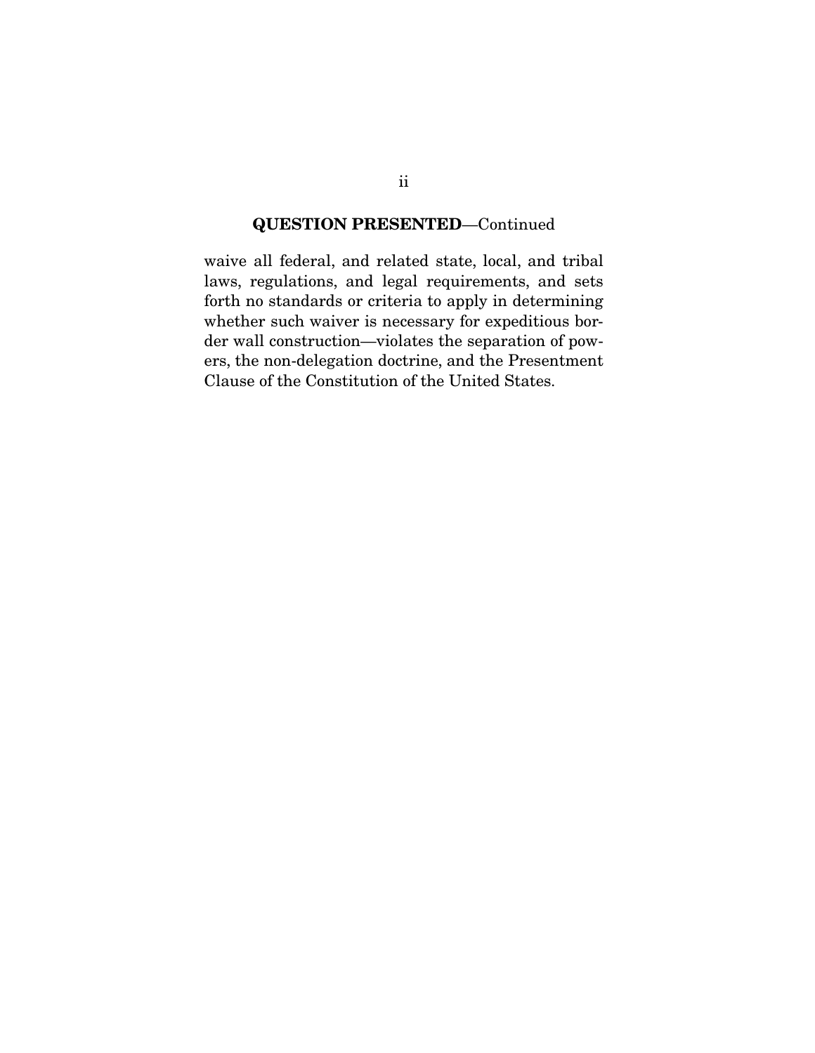## QUESTION PRESENTED—Continued

waive all federal, and related state, local, and tribal laws, regulations, and legal requirements, and sets forth no standards or criteria to apply in determining whether such waiver is necessary for expeditious border wall construction—violates the separation of powers, the non-delegation doctrine, and the Presentment Clause of the Constitution of the United States.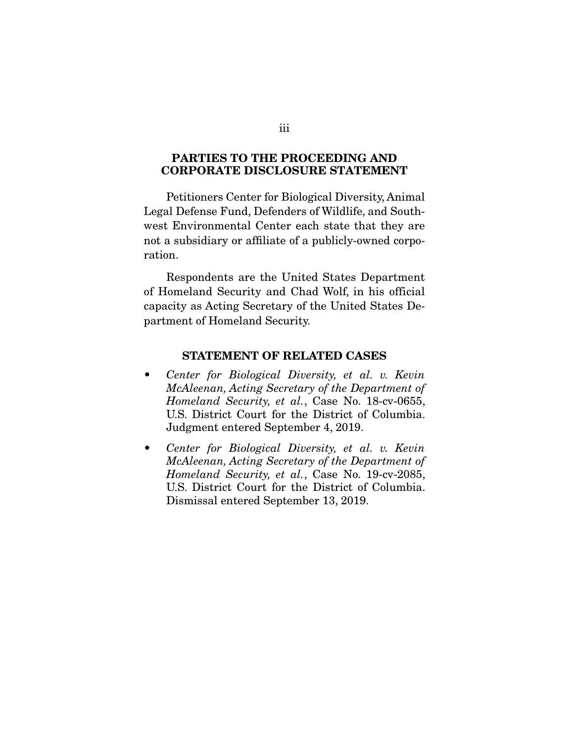## PARTIES TO THE PROCEEDING AND CORPORATE DISCLOSURE STATEMENT

Petitioners Center for Biological Diversity, Animal Legal Defense Fund, Defenders of Wildlife, and Southwest Environmental Center each state that they are not a subsidiary or affiliate of a publicly-owned corporation.

Respondents are the United States Department of Homeland Security and Chad Wolf, in his official capacity as Acting Secretary of the United States Department of Homeland Security.

## STATEMENT OF RELATED CASES

- *Center for Biological Diversity, et al. v. Kevin McAleenan, Acting Secretary of the Department of Homeland Security, et al.*, Case No. 18-cv-0655, U.S. District Court for the District of Columbia. Judgment entered September 4, 2019.
- *Center for Biological Diversity, et al. v. Kevin McAleenan, Acting Secretary of the Department of Homeland Security, et al.*, Case No. 19-cv-2085, U.S. District Court for the District of Columbia. Dismissal entered September 13, 2019.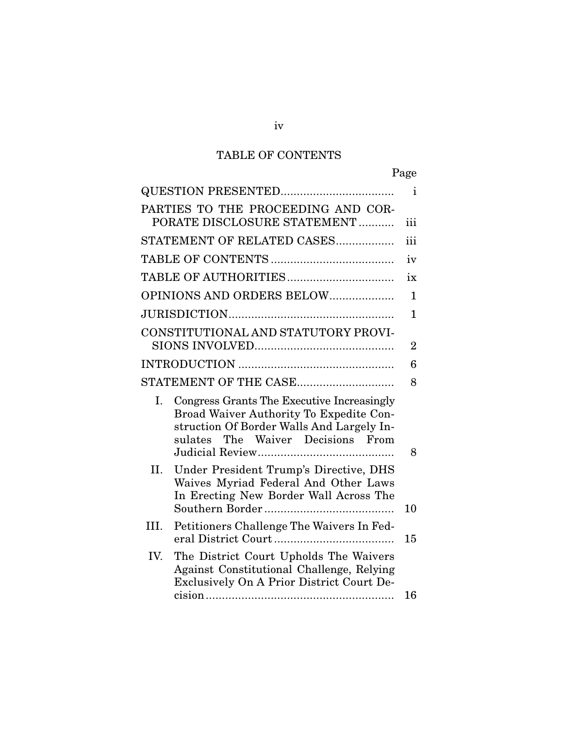## TABLE OF CONTENTS

| | Page |
|---|---|
| QUESTION PRESENTED | i |
| PARTIES TO THE PROCEEDING AND CORPORATE DISCLOSURE STATEMENT | iii |
| STATEMENT OF RELATED CASES | iii |
| TABLE OF CONTENTS | iv |
| TABLE OF AUTHORITIES | ix |
| OPINIONS AND ORDERS BELOW | 1 |
| JURISDICTION | 1 |
| CONSTITUTIONAL AND STATUTORY PROVISIONS INVOLVED | 2 |
| INTRODUCTION | 6 |
| STATEMENT OF THE CASE | 8 |
| I. Congress Grants The Executive Increasingly Broad Waiver Authority To Expedite Construction Of Border Walls And Largely Insulates The Waiver Decisions From Judicial Review | 8 |
| II. Under President Trump's Directive, DHS Waives Myriad Federal And Other Laws In Erecting New Border Wall Across The Southern Border | 10 |
| III. Petitioners Challenge The Waivers In Federal District Court | 15 |
| IV. The District Court Upholds The Waivers Against Constitutional Challenge, Relying Exclusively On A Prior District Court Decision | 16 |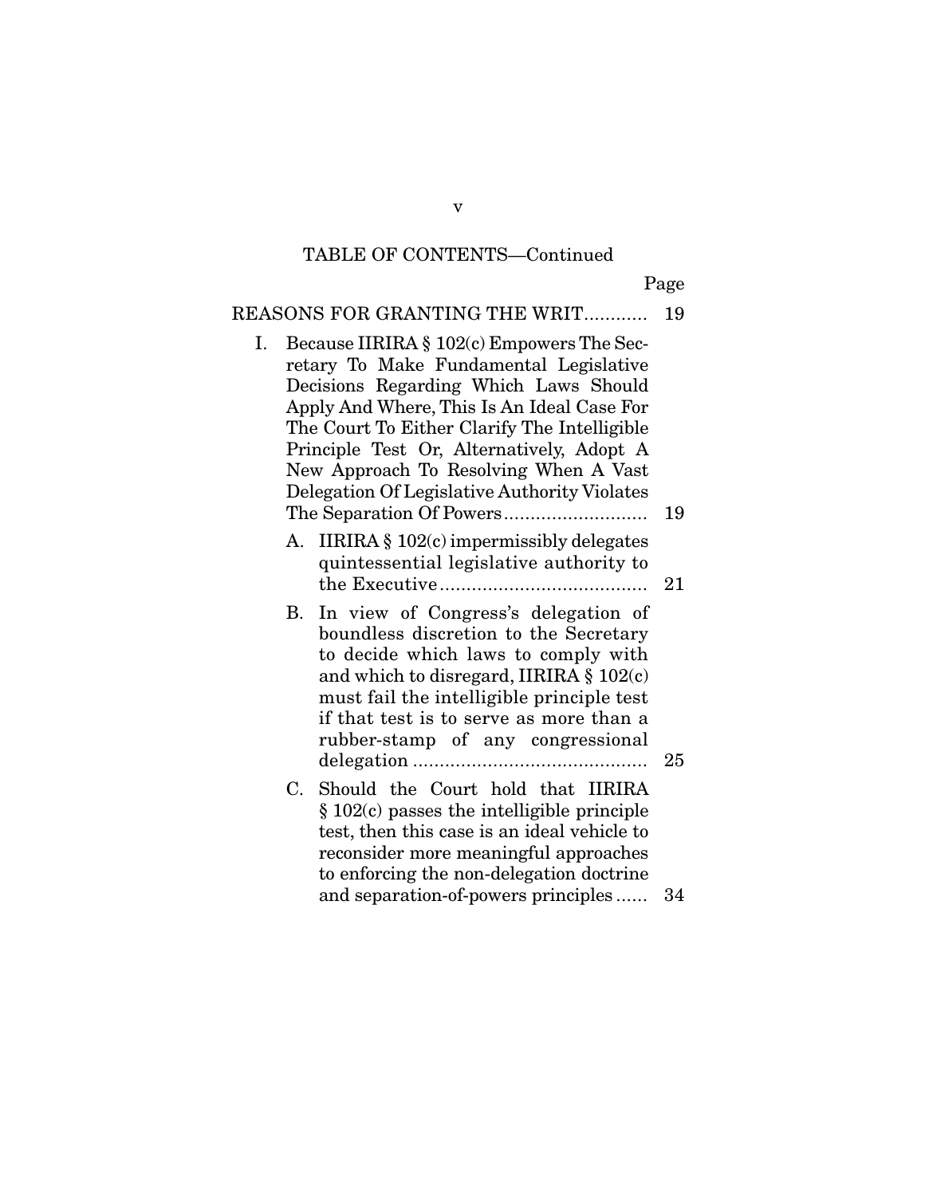TABLE OF CONTENTS—Continued

| | Page |
|---|---|
| REASONS FOR GRANTING THE WRIT | 19 |
| I. Because IIRIRA § 102(c) Empowers The Secretary To Make Fundamental Legislative Decisions Regarding Which Laws Should Apply And Where, This Is An Ideal Case For The Court To Either Clarify The Intelligible Principle Test Or, Alternatively, Adopt A New Approach To Resolving When A Vast Delegation Of Legislative Authority Violates The Separation Of Powers | 19 |
| A. IIRIRA § 102(c) impermissibly delegates quintessential legislative authority to the Executive | 21 |
| B. In view of Congress's delegation of boundless discretion to the Secretary to decide which laws to comply with and which to disregard, IIRIRA § 102(c) must fail the intelligible principle test if that test is to serve as more than a rubber-stamp of any congressional delegation | 25 |
| C. Should the Court hold that IIRIRA § 102(c) passes the intelligible principle test, then this case is an ideal vehicle to reconsider more meaningful approaches to enforcing the non-delegation doctrine and separation-of-powers principles | 34 |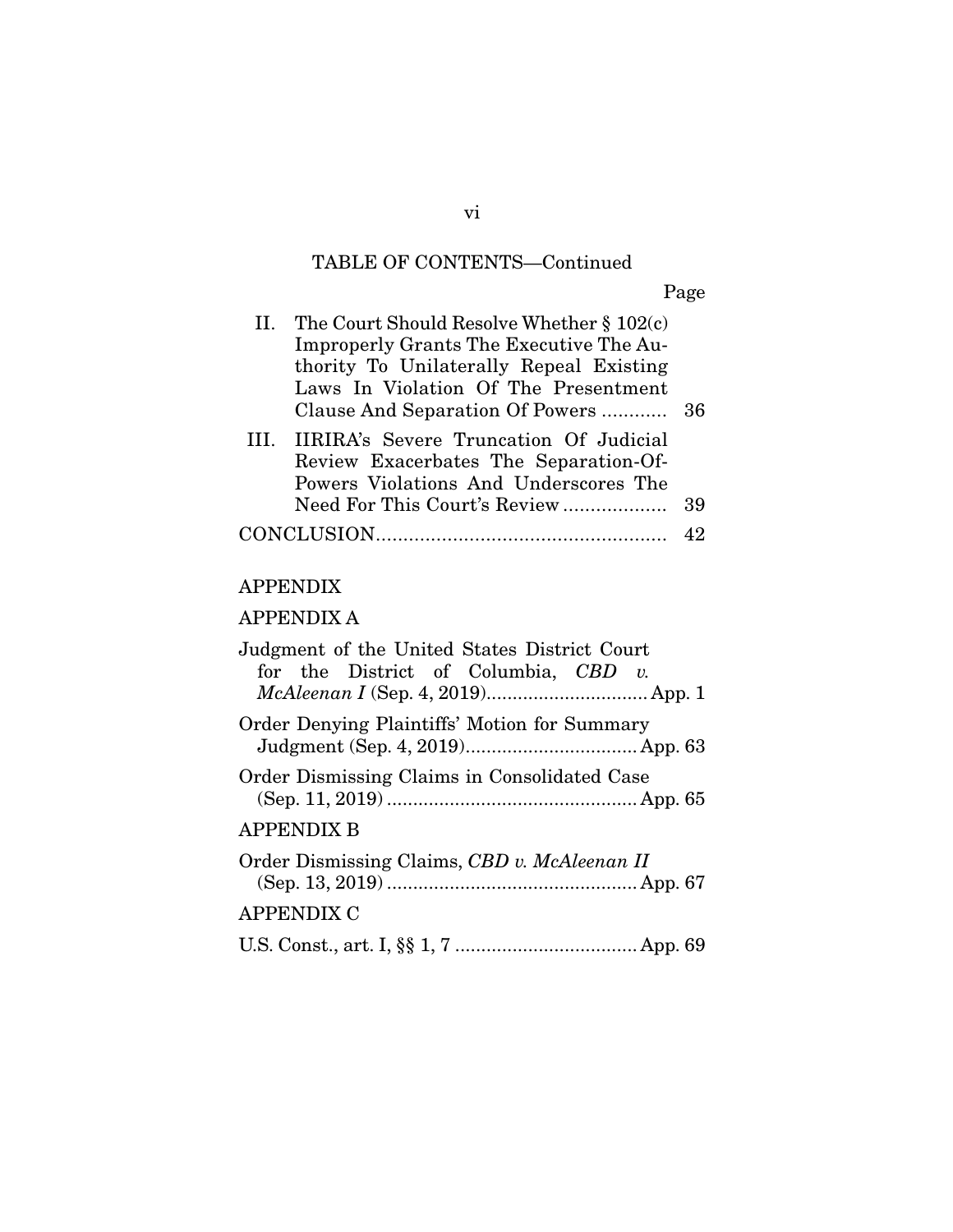TABLE OF CONTENTS—Continued

| | Page |
|---|---|
| II. The Court Should Resolve Whether § 102(c) Improperly Grants The Executive The Authority To Unilaterally Repeal Existing Laws In Violation Of The Presentment Clause And Separation Of Powers | 36 |
| III. IIRIRA's Severe Truncation Of Judicial Review Exacerbates The Separation-Of-Powers Violations And Underscores The Need For This Court's Review | 39 |
| CONCLUSION | 42 |

APPENDIX

APPENDIX A

| | |
|---|---|
| Judgment of the United States District Court for the District of Columbia, *CBD v. McAleenan I* (Sep. 4, 2019) | App. 1 |
| Order Denying Plaintiffs' Motion for Summary Judgment (Sep. 4, 2019) | App. 63 |
| Order Dismissing Claims in Consolidated Case (Sep. 11, 2019) | App. 65 |

APPENDIX B

| | |
|---|---|
| Order Dismissing Claims, *CBD v. McAleenan II* (Sep. 13, 2019) | App. 67 |

APPENDIX C

| | |
|---|---|
| U.S. Const., art. I, §§ 1, 7 | App. 69 |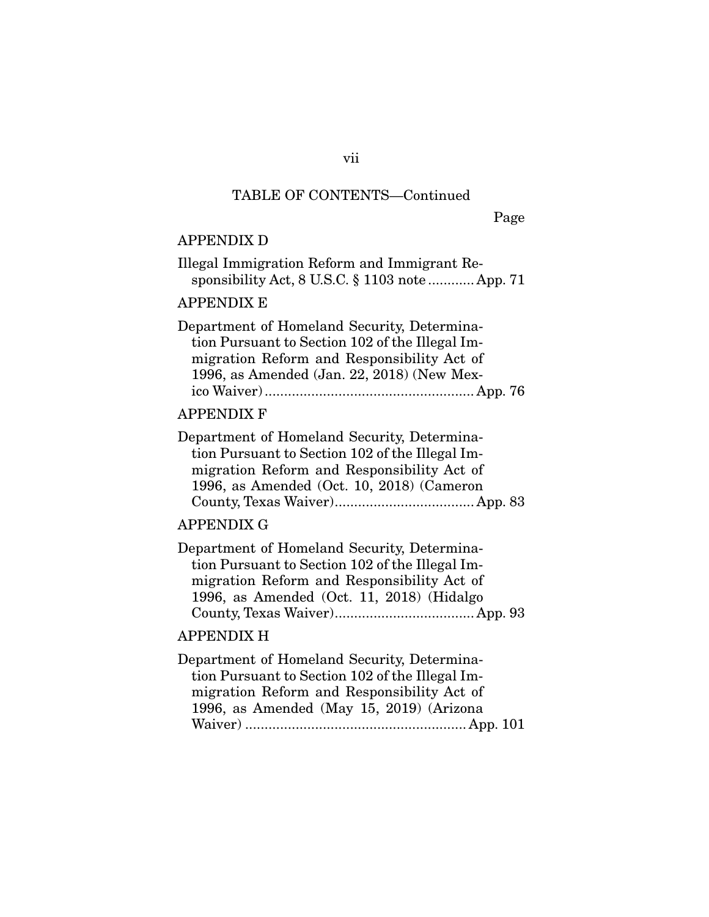TABLE OF CONTENTS—Continued

Page

APPENDIX D

Illegal Immigration Reform and Immigrant Responsibility Act, 8 U.S.C. § 1103 note ............ App. 71

APPENDIX E

Department of Homeland Security, Determination Pursuant to Section 102 of the Illegal Immigration Reform and Responsibility Act of 1996, as Amended (Jan. 22, 2018) (New Mexico Waiver) ...................................................... App. 76

APPENDIX F

Department of Homeland Security, Determination Pursuant to Section 102 of the Illegal Immigration Reform and Responsibility Act of 1996, as Amended (Oct. 10, 2018) (Cameron County, Texas Waiver).................................... App. 83

APPENDIX G

Department of Homeland Security, Determination Pursuant to Section 102 of the Illegal Immigration Reform and Responsibility Act of 1996, as Amended (Oct. 11, 2018) (Hidalgo County, Texas Waiver).................................... App. 93

APPENDIX H

Department of Homeland Security, Determination Pursuant to Section 102 of the Illegal Immigration Reform and Responsibility Act of 1996, as Amended (May 15, 2019) (Arizona Waiver) ......................................................... App. 101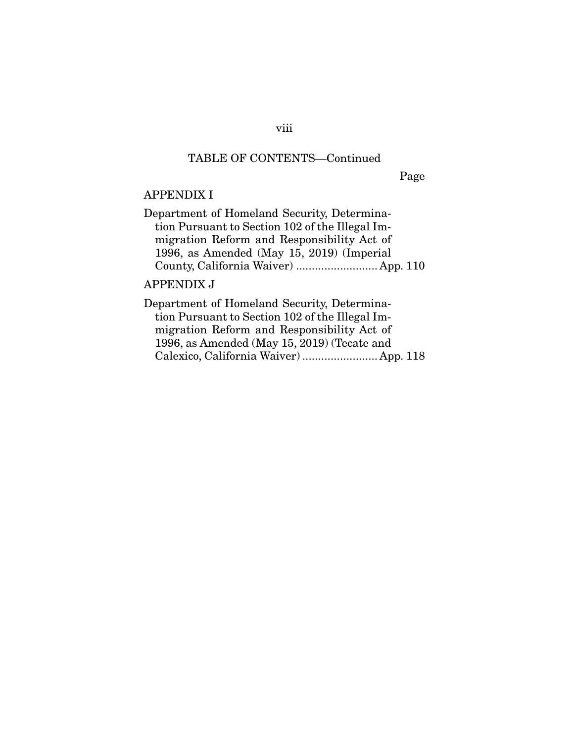TABLE OF CONTENTS—Continued

Page

APPENDIX I

Department of Homeland Security, Determination Pursuant to Section 102 of the Illegal Immigration Reform and Responsibility Act of 1996, as Amended (May 15, 2019) (Imperial County, California Waiver) .......................... App. 110

APPENDIX J

Department of Homeland Security, Determination Pursuant to Section 102 of the Illegal Immigration Reform and Responsibility Act of 1996, as Amended (May 15, 2019) (Tecate and Calexico, California Waiver) ........................ App. 118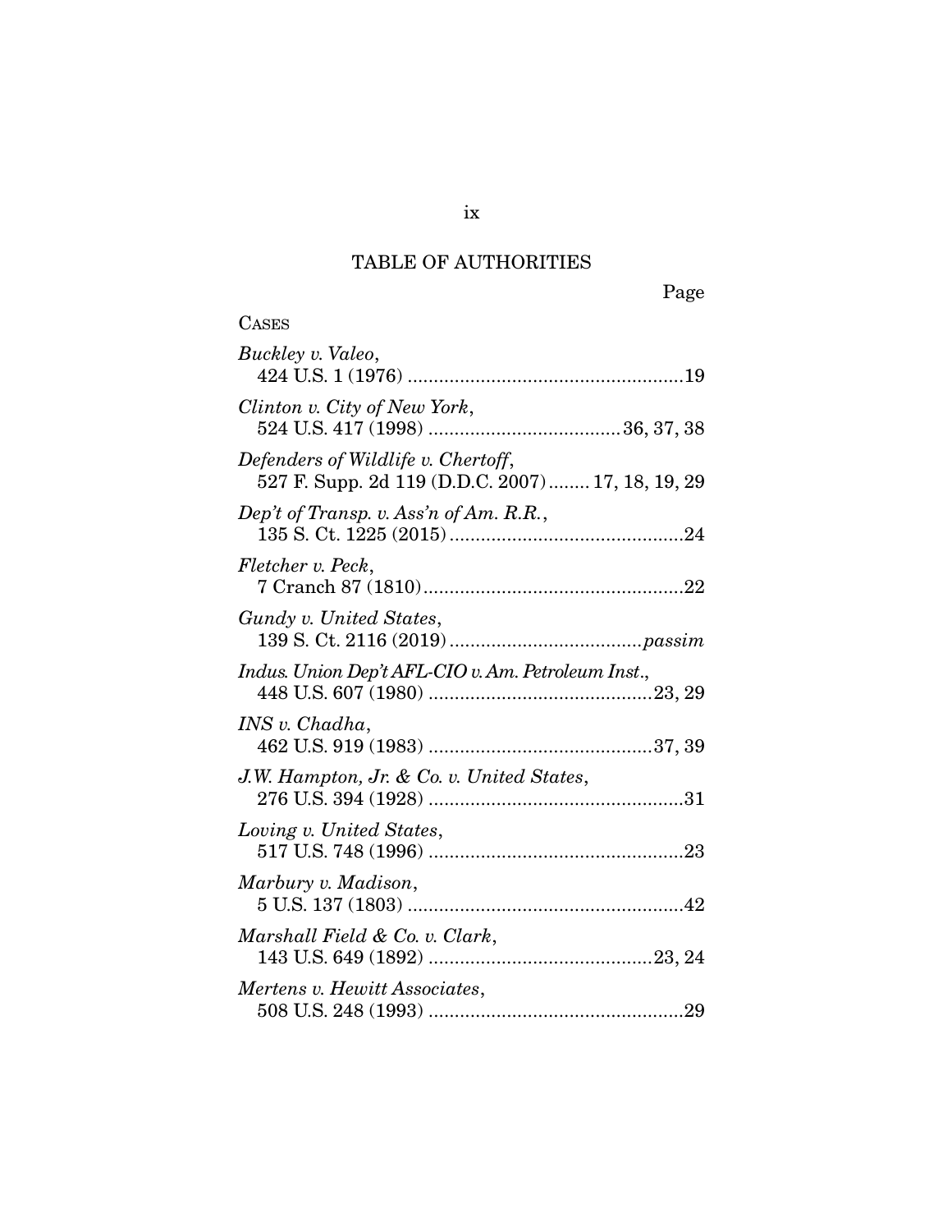## TABLE OF AUTHORITIES

Page

CASES

*Buckley v. Valeo*,
424 U.S. 1 (1976) ....................................................19

*Clinton v. City of New York*,
524 U.S. 417 (1998) ....................................36, 37, 38

*Defenders of Wildlife v. Chertoff*,
527 F. Supp. 2d 119 (D.D.C. 2007) ........ 17, 18, 19, 29

*Dep't of Transp. v. Ass'n of Am. R.R.*,
135 S. Ct. 1225 (2015) ............................................24

*Fletcher v. Peck*,
7 Cranch 87 (1810).................................................22

*Gundy v. United States*,
139 S. Ct. 2116 (2019) ....................................*passim*

*Indus. Union Dep't AFL-CIO v. Am. Petroleum Inst.*,
448 U.S. 607 (1980) ..........................................23, 29

*INS v. Chadha*,
462 U.S. 919 (1983) ..........................................37, 39

*J.W. Hampton, Jr. & Co. v. United States*,
276 U.S. 394 (1928) ................................................31

*Loving v. United States*,
517 U.S. 748 (1996) ................................................23

*Marbury v. Madison*,
5 U.S. 137 (1803) ....................................................42

*Marshall Field & Co. v. Clark*,
143 U.S. 649 (1892) ..........................................23, 24

*Mertens v. Hewitt Associates*,
508 U.S. 248 (1993) ................................................29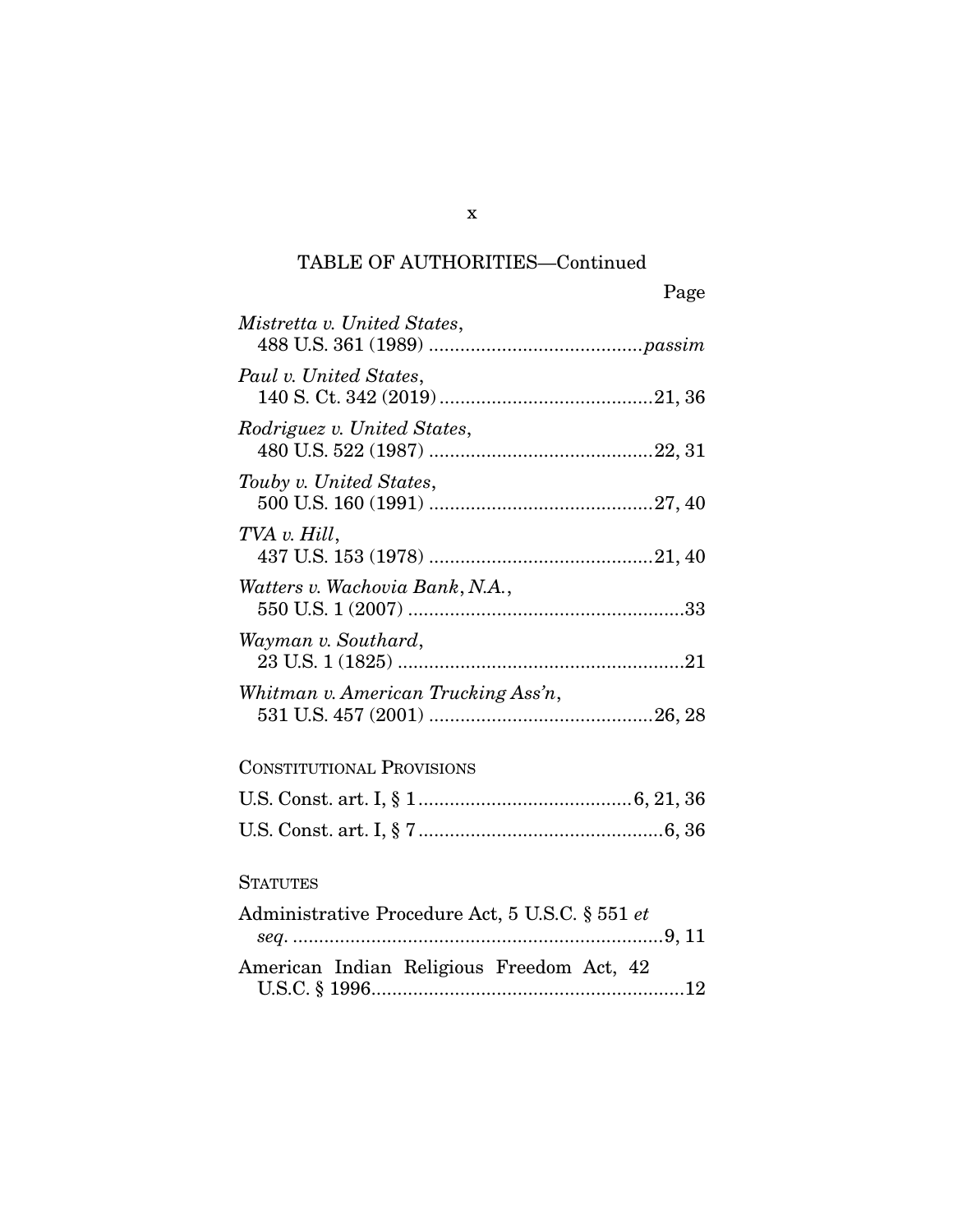TABLE OF AUTHORITIES—Continued

Page

*Mistretta v. United States*,
488 U.S. 361 (1989) ........................................*passim*

*Paul v. United States*,
140 S. Ct. 342 (2019) ........................................21, 36

*Rodriguez v. United States*,
480 U.S. 522 (1987) ..........................................22, 31

*Touby v. United States*,
500 U.S. 160 (1991) ..........................................27, 40

*TVA v. Hill*,
437 U.S. 153 (1978) ..........................................21, 40

*Watters v. Wachovia Bank, N.A.*,
550 U.S. 1 (2007) ....................................................33

*Wayman v. Southard*,
23 U.S. 1 (1825) ......................................................21

*Whitman v. American Trucking Ass'n*,
531 U.S. 457 (2001) ..........................................26, 28

CONSTITUTIONAL PROVISIONS

U.S. Const. art. I, § 1 ........................................6, 21, 36

U.S. Const. art. I, § 7 ..............................................6, 36

STATUTES

Administrative Procedure Act, 5 U.S.C. § 551 *et seq.* .......................................................................9, 11

American Indian Religious Freedom Act, 42 U.S.C. § 1996 ...........................................................12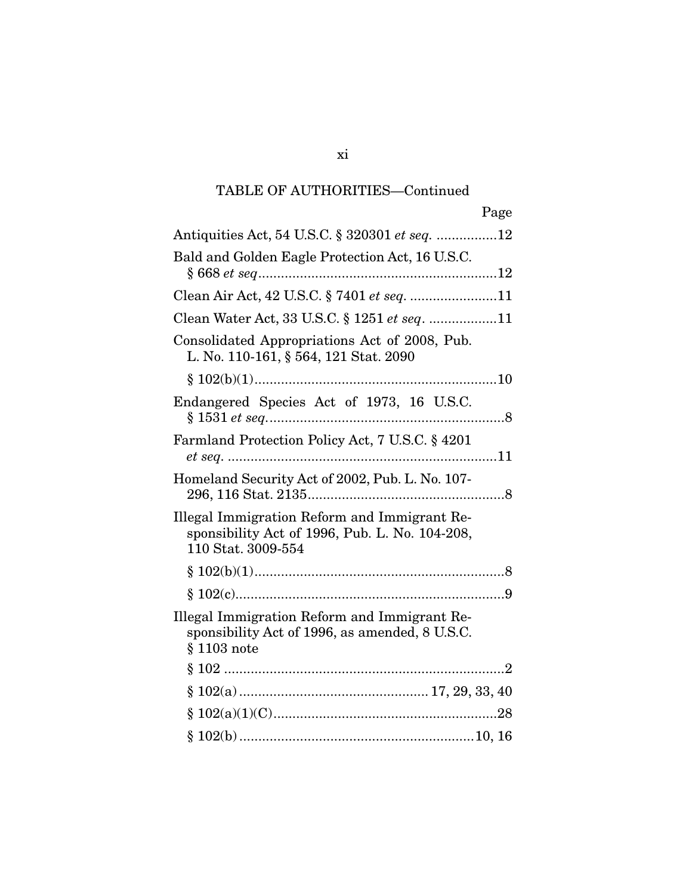## TABLE OF AUTHORITIES—Continued

| | Page |
|---|---|
| Antiquities Act, 54 U.S.C. § 320301 *et seq.* | 12 |
| Bald and Golden Eagle Protection Act, 16 U.S.C. § 668 *et seq* | 12 |
| Clean Air Act, 42 U.S.C. § 7401 *et seq.* | 11 |
| Clean Water Act, 33 U.S.C. § 1251 *et seq*. | 11 |
| Consolidated Appropriations Act of 2008, Pub. L. No. 110-161, § 564, 121 Stat. 2090 | |
| § 102(b)(1) | 10 |
| Endangered Species Act of 1973, 16 U.S.C. § 1531 *et seq.* | 8 |
| Farmland Protection Policy Act, 7 U.S.C. § 4201 *et seq.* | 11 |
| Homeland Security Act of 2002, Pub. L. No. 107-296, 116 Stat. 2135 | 8 |
| Illegal Immigration Reform and Immigrant Responsibility Act of 1996, Pub. L. No. 104-208, 110 Stat. 3009-554 | |
| § 102(b)(1) | 8 |
| § 102(c) | 9 |
| Illegal Immigration Reform and Immigrant Responsibility Act of 1996, as amended, 8 U.S.C. § 1103 note | |
| § 102 | 2 |
| § 102(a) | 17, 29, 33, 40 |
| § 102(a)(1)(C) | 28 |
| § 102(b) | 10, 16 |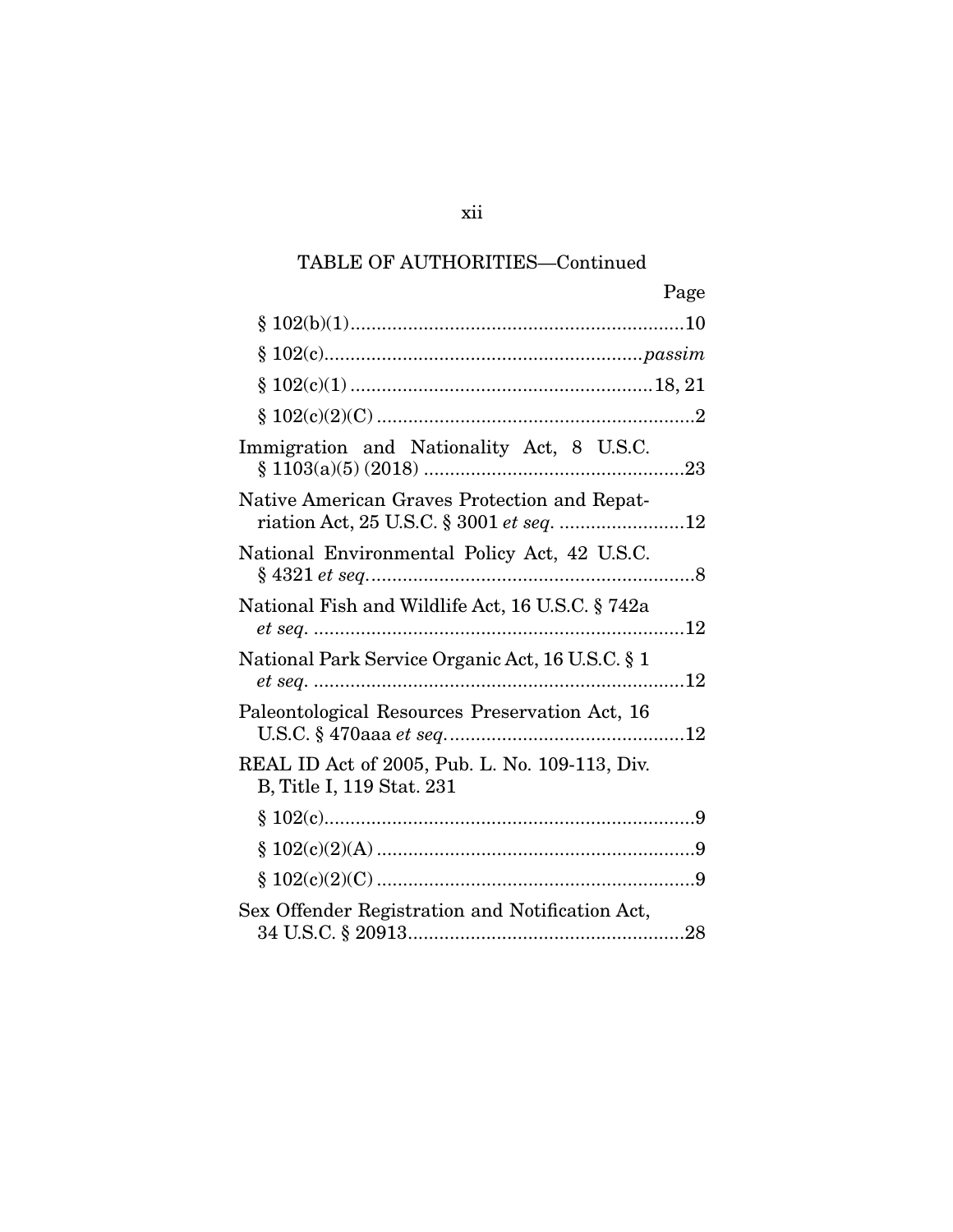TABLE OF AUTHORITIES—Continued

Page

§ 102(b)(1) ................................................................ 10

§ 102(c) ............................................................ *passim*

§ 102(c)(1) .......................................................... 18, 21

§ 102(c)(2)(C) ............................................................. 2

Immigration and Nationality Act, 8 U.S.C. § 1103(a)(5) (2018) .................................................. 23

Native American Graves Protection and Repatriation Act, 25 U.S.C. § 3001 *et seq.* ........................ 12

National Environmental Policy Act, 42 U.S.C. § 4321 *et seq.* .............................................................. 8

National Fish and Wildlife Act, 16 U.S.C. § 742a *et seq.* ........................................................................ 12

National Park Service Organic Act, 16 U.S.C. § 1 *et seq.* ........................................................................ 12

Paleontological Resources Preservation Act, 16 U.S.C. § 470aaa *et seq.* ............................................. 12

REAL ID Act of 2005, Pub. L. No. 109-113, Div. B, Title I, 119 Stat. 231

§ 102(c) ....................................................................... 9

§ 102(c)(2)(A) ............................................................. 9

§ 102(c)(2)(C) ............................................................. 9

Sex Offender Registration and Notification Act, 34 U.S.C. § 20913 ..................................................... 28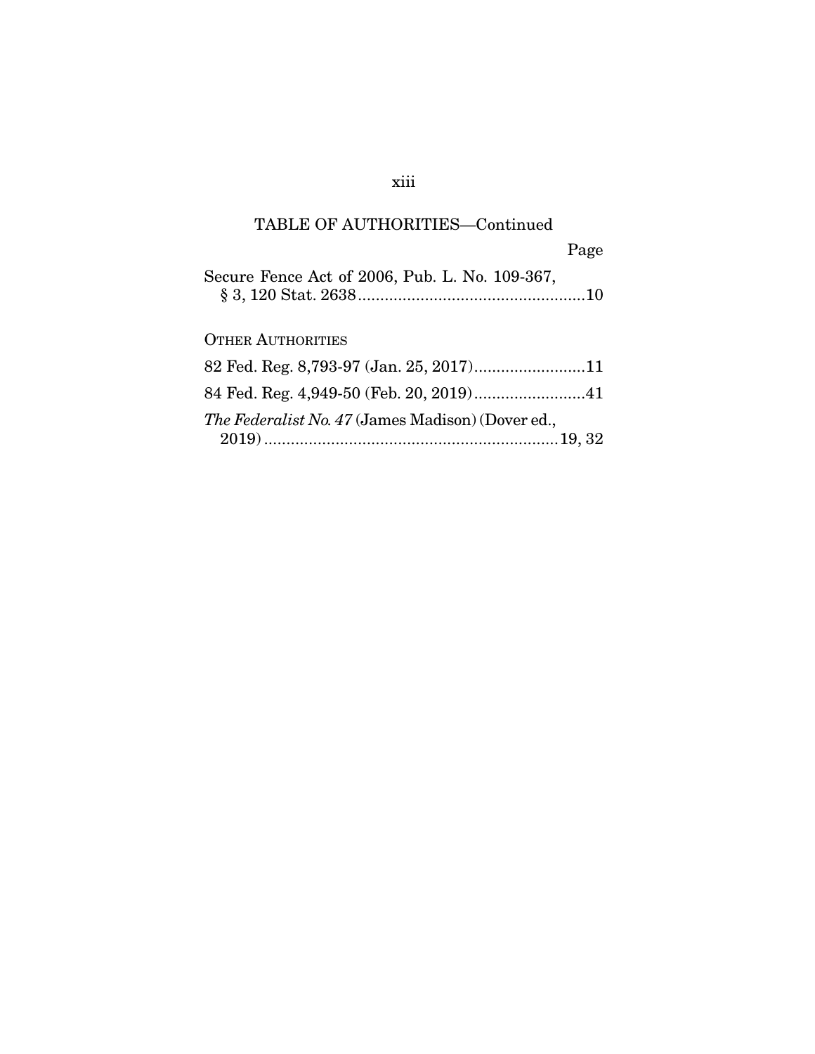TABLE OF AUTHORITIES—Continued

Page

Secure Fence Act of 2006, Pub. L. No. 109-367, § 3, 120 Stat. 2638....................................................10

OTHER AUTHORITIES

82 Fed. Reg. 8,793-97 (Jan. 25, 2017).........................11

84 Fed. Reg. 4,949-50 (Feb. 20, 2019).........................41

*The Federalist No. 47* (James Madison) (Dover ed., 2019)..................................................................19, 32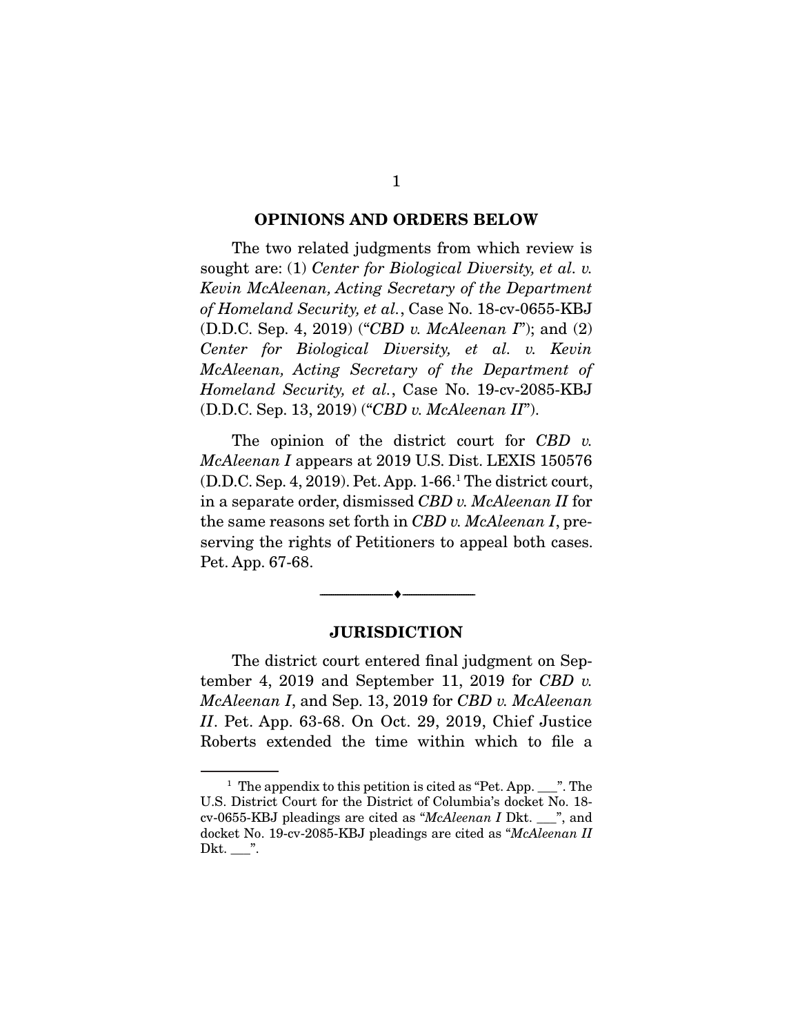## OPINIONS AND ORDERS BELOW

The two related judgments from which review is sought are: (1) *Center for Biological Diversity, et al. v. Kevin McAleenan, Acting Secretary of the Department of Homeland Security, et al.*, Case No. 18-cv-0655-KBJ (D.D.C. Sep. 4, 2019) ("*CBD v. McAleenan I*"); and (2) *Center for Biological Diversity, et al. v. Kevin McAleenan, Acting Secretary of the Department of Homeland Security, et al.*, Case No. 19-cv-2085-KBJ (D.D.C. Sep. 13, 2019) ("*CBD v. McAleenan II*").

The opinion of the district court for *CBD v. McAleenan I* appears at 2019 U.S. Dist. LEXIS 150576 (D.D.C. Sep. 4, 2019). Pet. App. 1-66.[1] The district court, in a separate order, dismissed *CBD v. McAleenan II* for the same reasons set forth in *CBD v. McAleenan I*, preserving the rights of Petitioners to appeal both cases. Pet. App. 67-68.

---

## JURISDICTION

The district court entered final judgment on September 4, 2019 and September 11, 2019 for *CBD v. McAleenan I*, and Sep. 13, 2019 for *CBD v. McAleenan II*. Pet. App. 63-68. On Oct. 29, 2019, Chief Justice Roberts extended the time within which to file a

---

[1] The appendix to this petition is cited as "Pet. App. ___". The U.S. District Court for the District of Columbia's docket No. 18-cv-0655-KBJ pleadings are cited as "*McAleenan I* Dkt. ___", and docket No. 19-cv-2085-KBJ pleadings are cited as "*McAleenan II* Dkt. ___".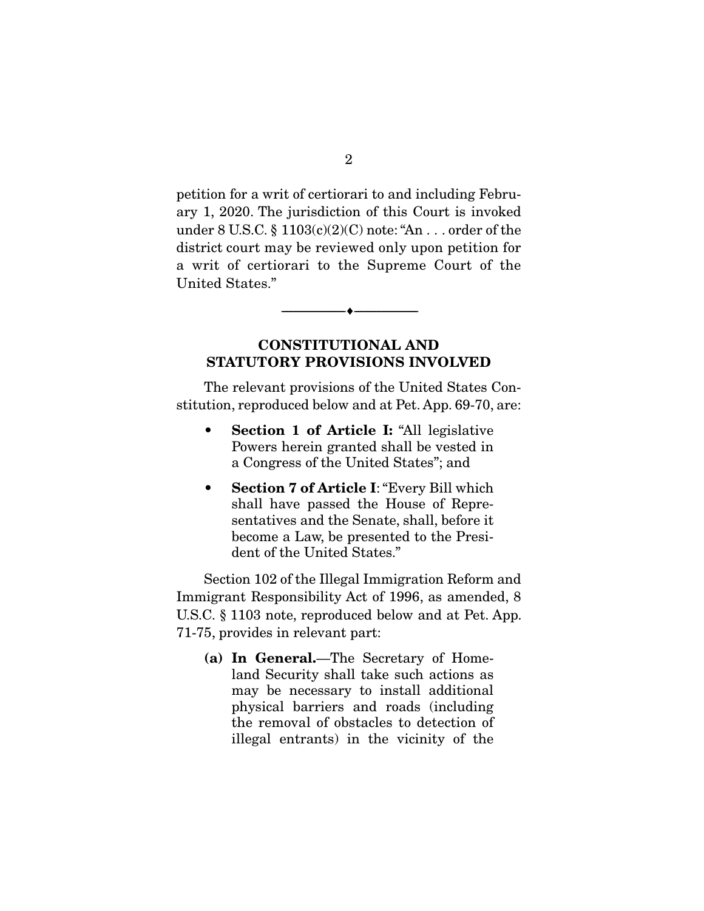petition for a writ of certiorari to and including February 1, 2020. The jurisdiction of this Court is invoked under 8 U.S.C. § 1103(c)(2)(C) note: "An . . . order of the district court may be reviewed only upon petition for a writ of certiorari to the Supreme Court of the United States."

---

## CONSTITUTIONAL AND STATUTORY PROVISIONS INVOLVED

The relevant provisions of the United States Constitution, reproduced below and at Pet. App. 69-70, are:

- **Section 1 of Article I:** "All legislative Powers herein granted shall be vested in a Congress of the United States"; and
- **Section 7 of Article I**: "Every Bill which shall have passed the House of Representatives and the Senate, shall, before it become a Law, be presented to the President of the United States."

Section 102 of the Illegal Immigration Reform and Immigrant Responsibility Act of 1996, as amended, 8 U.S.C. § 1103 note, reproduced below and at Pet. App. 71-75, provides in relevant part:

> **(a) In General.**—The Secretary of Homeland Security shall take such actions as may be necessary to install additional physical barriers and roads (including the removal of obstacles to detection of illegal entrants) in the vicinity of the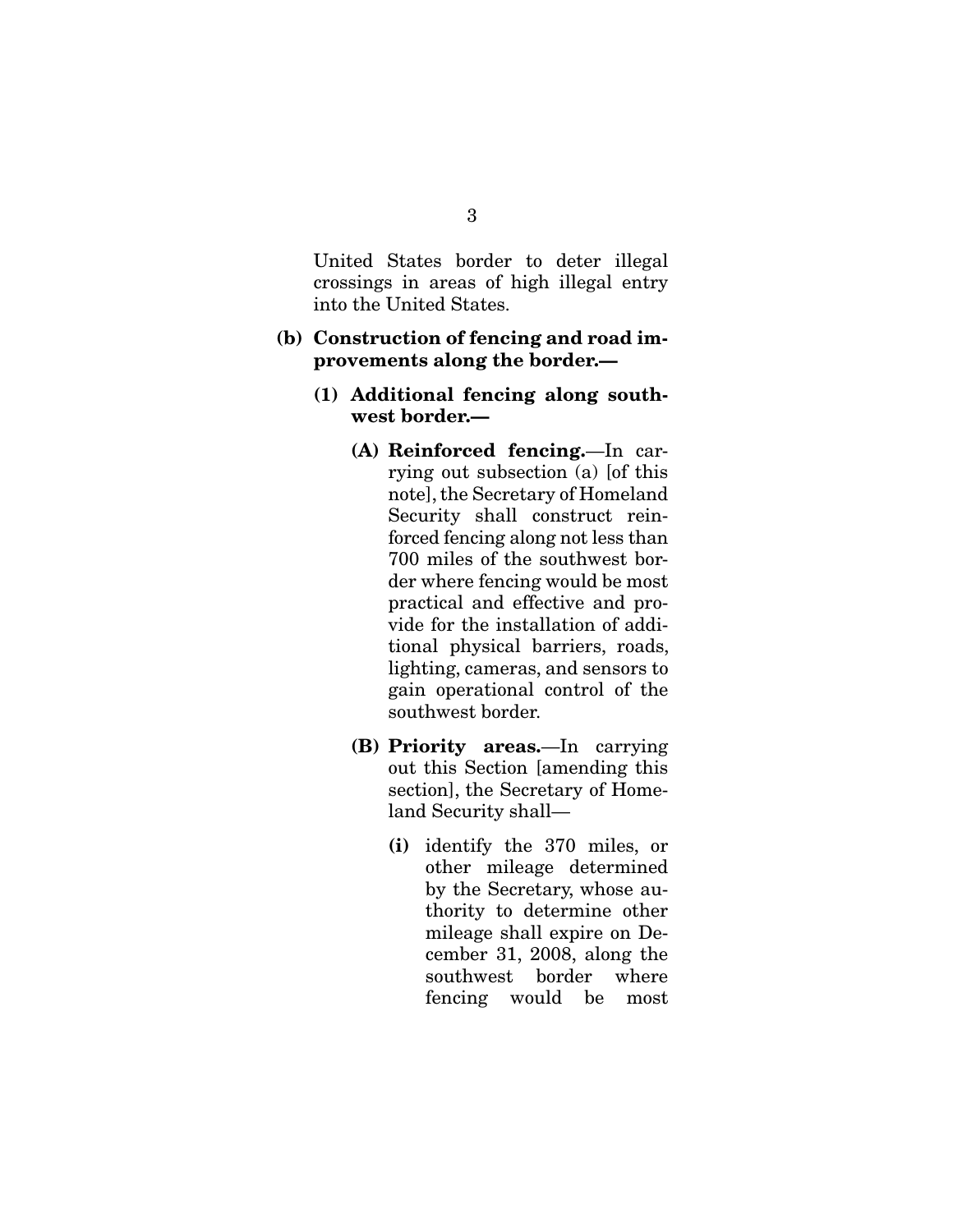United States border to deter illegal crossings in areas of high illegal entry into the United States.

**(b) Construction of fencing and road improvements along the border.—**

**(1) Additional fencing along southwest border.—**

**(A) Reinforced fencing.**—In carrying out subsection (a) [of this note], the Secretary of Homeland Security shall construct reinforced fencing along not less than 700 miles of the southwest border where fencing would be most practical and effective and provide for the installation of additional physical barriers, roads, lighting, cameras, and sensors to gain operational control of the southwest border.

**(B) Priority areas.**—In carrying out this Section [amending this section], the Secretary of Homeland Security shall—

**(i)** identify the 370 miles, or other mileage determined by the Secretary, whose authority to determine other mileage shall expire on December 31, 2008, along the southwest border where fencing would be most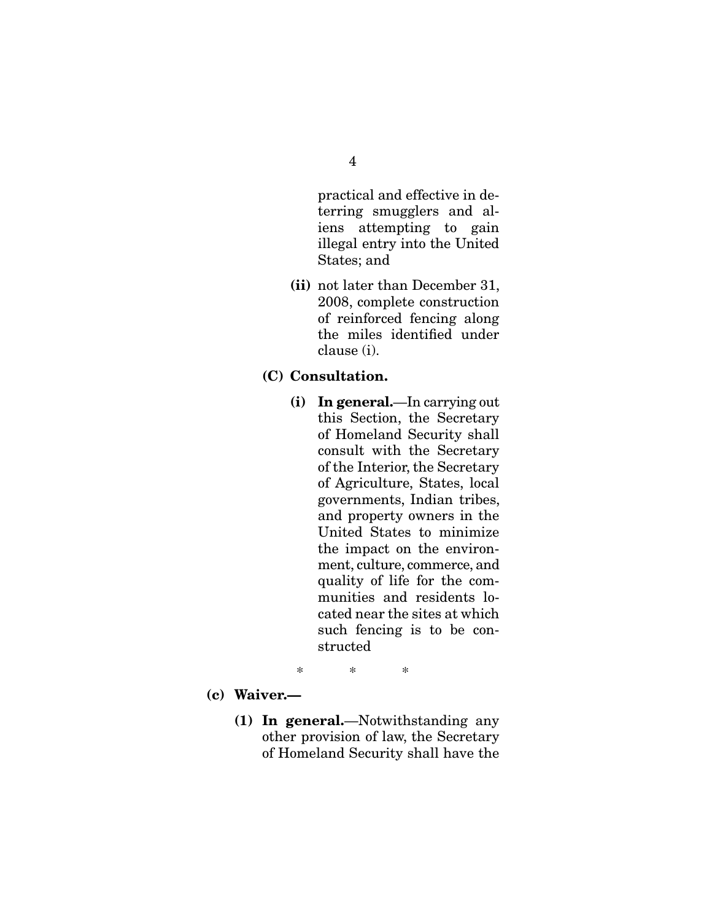practical and effective in deterring smugglers and aliens attempting to gain illegal entry into the United States; and

**(ii)** not later than December 31, 2008, complete construction of reinforced fencing along the miles identified under clause (i).

**(C) Consultation.**

**(i) In general.**—In carrying out this Section, the Secretary of Homeland Security shall consult with the Secretary of the Interior, the Secretary of Agriculture, States, local governments, Indian tribes, and property owners in the United States to minimize the impact on the environment, culture, commerce, and quality of life for the communities and residents located near the sites at which such fencing is to be constructed

\* \* \*

**(c) Waiver.—**

**(1) In general.**—Notwithstanding any other provision of law, the Secretary of Homeland Security shall have the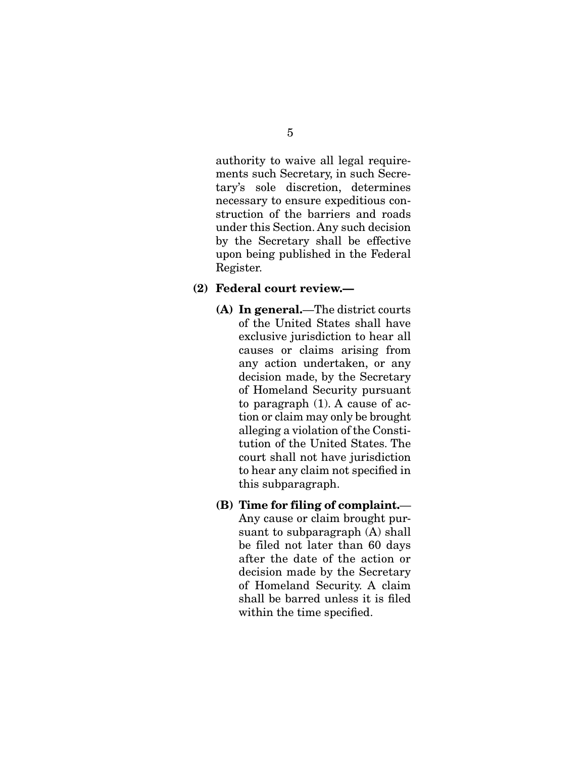authority to waive all legal requirements such Secretary, in such Secretary's sole discretion, determines necessary to ensure expeditious construction of the barriers and roads under this Section. Any such decision by the Secretary shall be effective upon being published in the Federal Register.

**(2) Federal court review.—**

**(A) In general.**—The district courts of the United States shall have exclusive jurisdiction to hear all causes or claims arising from any action undertaken, or any decision made, by the Secretary of Homeland Security pursuant to paragraph (1). A cause of action or claim may only be brought alleging a violation of the Constitution of the United States. The court shall not have jurisdiction to hear any claim not specified in this subparagraph.

**(B) Time for filing of complaint.**—Any cause or claim brought pursuant to subparagraph (A) shall be filed not later than 60 days after the date of the action or decision made by the Secretary of Homeland Security. A claim shall be barred unless it is filed within the time specified.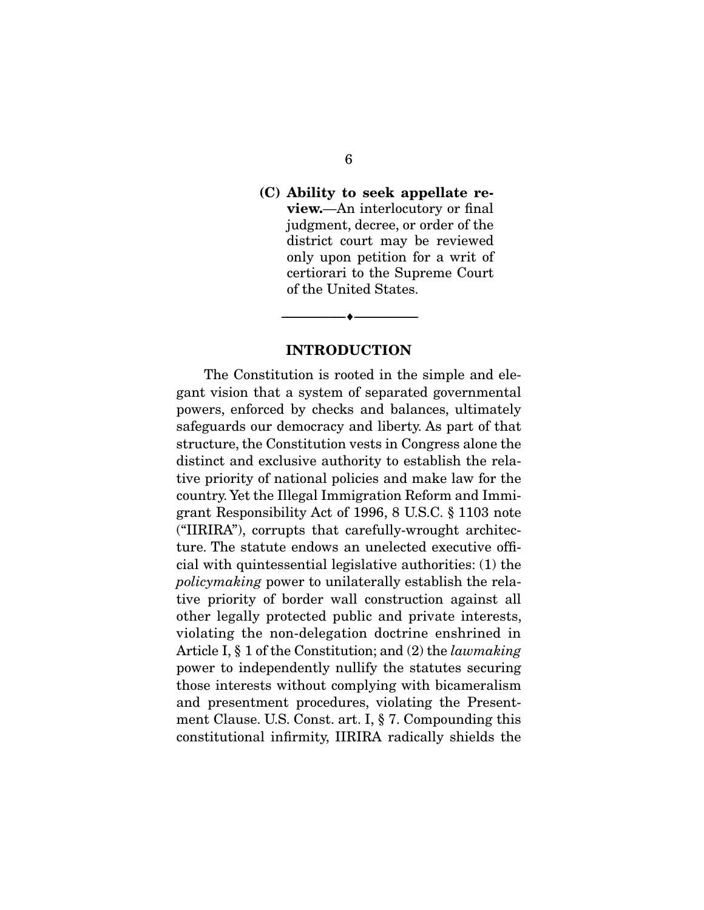**(C) Ability to seek appellate review.**—An interlocutory or final judgment, decree, or order of the district court may be reviewed only upon petition for a writ of certiorari to the Supreme Court of the United States.

---

## INTRODUCTION

The Constitution is rooted in the simple and elegant vision that a system of separated governmental powers, enforced by checks and balances, ultimately safeguards our democracy and liberty. As part of that structure, the Constitution vests in Congress alone the distinct and exclusive authority to establish the relative priority of national policies and make law for the country. Yet the Illegal Immigration Reform and Immigrant Responsibility Act of 1996, 8 U.S.C. § 1103 note ("IIRIRA"), corrupts that carefully-wrought architecture. The statute endows an unelected executive official with quintessential legislative authorities: (1) the *policymaking* power to unilaterally establish the relative priority of border wall construction against all other legally protected public and private interests, violating the non-delegation doctrine enshrined in Article I, § 1 of the Constitution; and (2) the *lawmaking* power to independently nullify the statutes securing those interests without complying with bicameralism and presentment procedures, violating the Presentment Clause. U.S. Const. art. I, § 7. Compounding this constitutional infirmity, IIRIRA radically shields the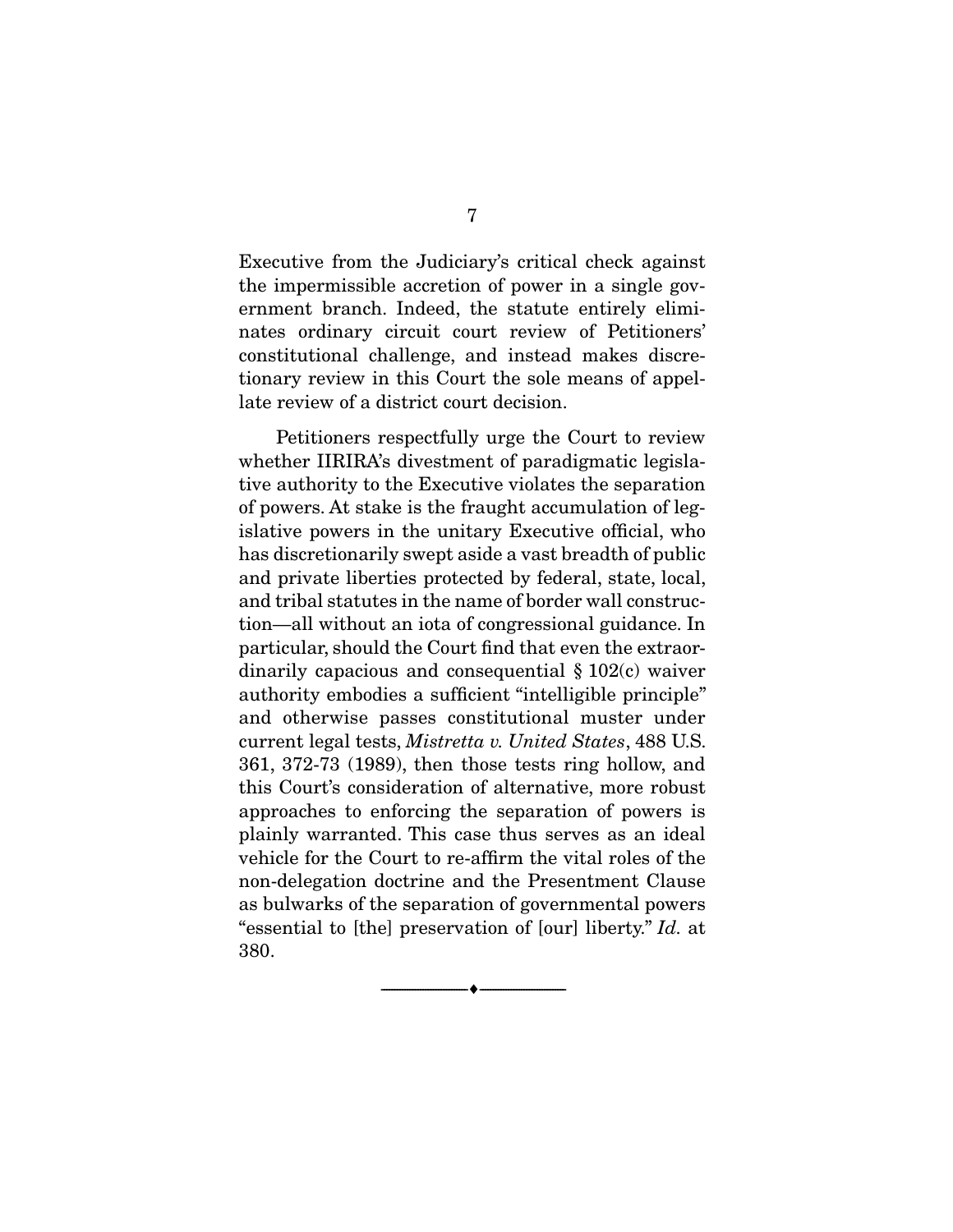Executive from the Judiciary's critical check against the impermissible accretion of power in a single government branch. Indeed, the statute entirely eliminates ordinary circuit court review of Petitioners' constitutional challenge, and instead makes discretionary review in this Court the sole means of appellate review of a district court decision.

Petitioners respectfully urge the Court to review whether IIRIRA's divestment of paradigmatic legislative authority to the Executive violates the separation of powers. At stake is the fraught accumulation of legislative powers in the unitary Executive official, who has discretionarily swept aside a vast breadth of public and private liberties protected by federal, state, local, and tribal statutes in the name of border wall construction—all without an iota of congressional guidance. In particular, should the Court find that even the extraordinarily capacious and consequential § 102(c) waiver authority embodies a sufficient "intelligible principle" and otherwise passes constitutional muster under current legal tests, *Mistretta v. United States*, 488 U.S. 361, 372-73 (1989), then those tests ring hollow, and this Court's consideration of alternative, more robust approaches to enforcing the separation of powers is plainly warranted. This case thus serves as an ideal vehicle for the Court to re-affirm the vital roles of the non-delegation doctrine and the Presentment Clause as bulwarks of the separation of governmental powers "essential to [the] preservation of [our] liberty." *Id.* at 380.

---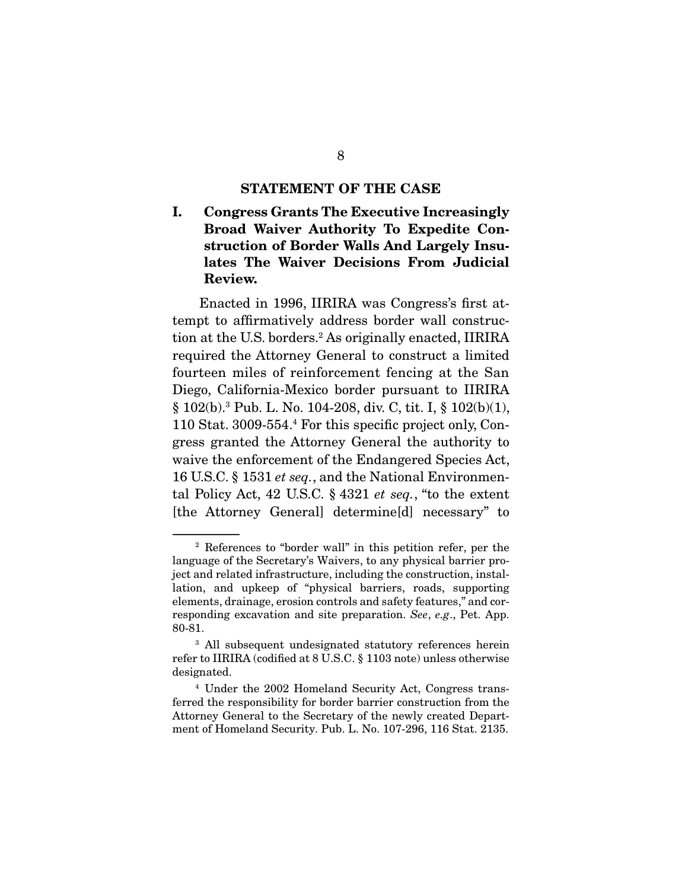## STATEMENT OF THE CASE

### I. Congress Grants The Executive Increasingly Broad Waiver Authority To Expedite Construction of Border Walls And Largely Insulates The Waiver Decisions From Judicial Review.

Enacted in 1996, IIRIRA was Congress's first attempt to affirmatively address border wall construction at the U.S. borders.[2] As originally enacted, IIRIRA required the Attorney General to construct a limited fourteen miles of reinforcement fencing at the San Diego, California-Mexico border pursuant to IIRIRA § 102(b).[3] Pub. L. No. 104-208, div. C, tit. I, § 102(b)(1), 110 Stat. 3009-554.[4] For this specific project only, Congress granted the Attorney General the authority to waive the enforcement of the Endangered Species Act, 16 U.S.C. § 1531 *et seq.*, and the National Environmental Policy Act, 42 U.S.C. § 4321 *et seq.*, "to the extent [the Attorney General] determine[d] necessary" to

---

[2] References to "border wall" in this petition refer, per the language of the Secretary's Waivers, to any physical barrier project and related infrastructure, including the construction, installation, and upkeep of "physical barriers, roads, supporting elements, drainage, erosion controls and safety features," and corresponding excavation and site preparation. *See*, *e.g*., Pet. App. 80-81.

[3] All subsequent undesignated statutory references herein refer to IIRIRA (codified at 8 U.S.C. § 1103 note) unless otherwise designated.

[4] Under the 2002 Homeland Security Act, Congress transferred the responsibility for border barrier construction from the Attorney General to the Secretary of the newly created Department of Homeland Security. Pub. L. No. 107-296, 116 Stat. 2135.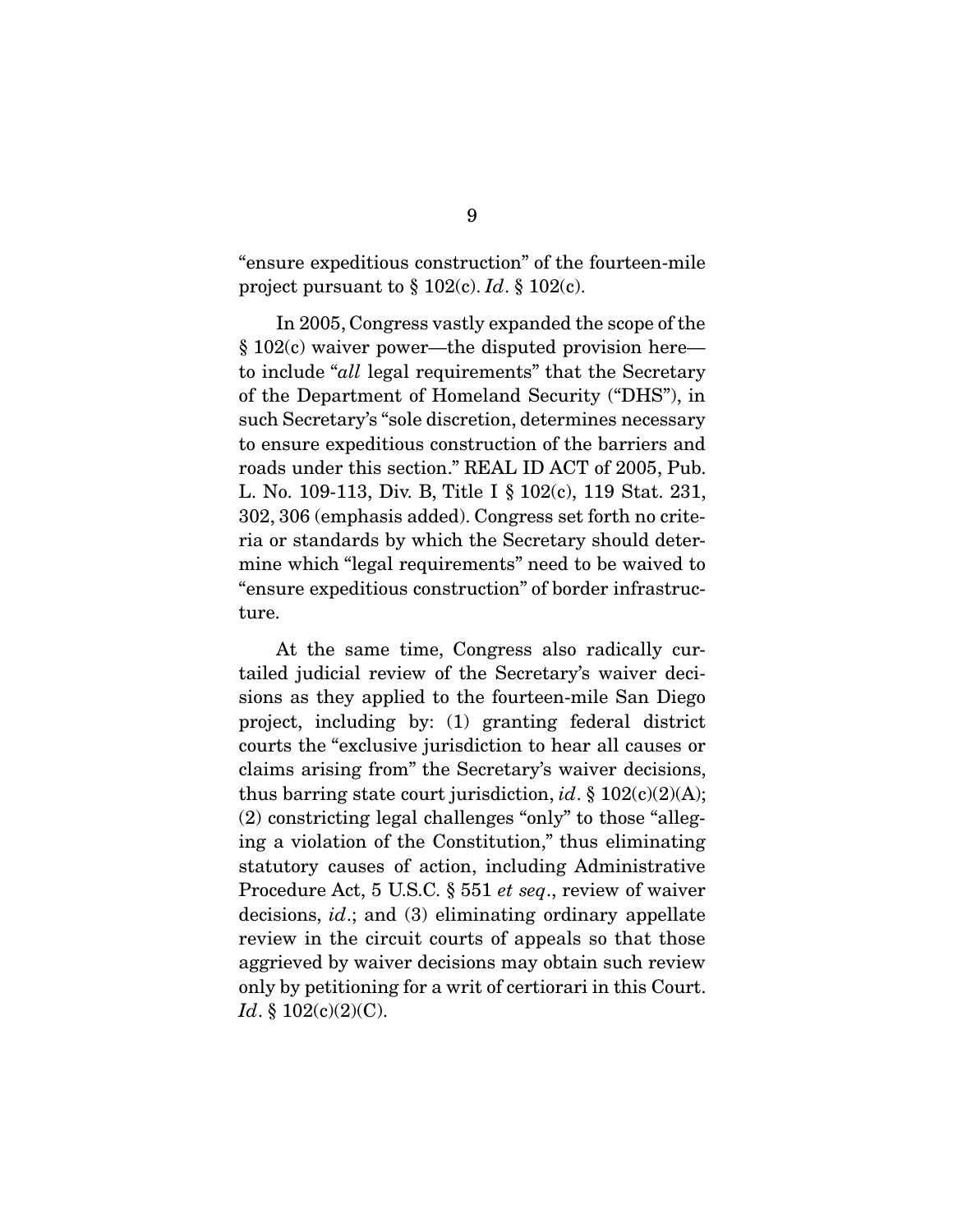"ensure expeditious construction" of the fourteen-mile project pursuant to § 102(c). *Id*. § 102(c).

In 2005, Congress vastly expanded the scope of the § 102(c) waiver power—the disputed provision here—to include "*all* legal requirements" that the Secretary of the Department of Homeland Security ("DHS"), in such Secretary's "sole discretion, determines necessary to ensure expeditious construction of the barriers and roads under this section." REAL ID ACT of 2005, Pub. L. No. 109-113, Div. B, Title I § 102(c), 119 Stat. 231, 302, 306 (emphasis added). Congress set forth no criteria or standards by which the Secretary should determine which "legal requirements" need to be waived to "ensure expeditious construction" of border infrastructure.

At the same time, Congress also radically curtailed judicial review of the Secretary's waiver decisions as they applied to the fourteen-mile San Diego project, including by: (1) granting federal district courts the "exclusive jurisdiction to hear all causes or claims arising from" the Secretary's waiver decisions, thus barring state court jurisdiction, *id*. § 102(c)(2)(A); (2) constricting legal challenges "only" to those "alleging a violation of the Constitution," thus eliminating statutory causes of action, including Administrative Procedure Act, 5 U.S.C. § 551 *et seq*., review of waiver decisions, *id*.; and (3) eliminating ordinary appellate review in the circuit courts of appeals so that those aggrieved by waiver decisions may obtain such review only by petitioning for a writ of certiorari in this Court. *Id*. § 102(c)(2)(C).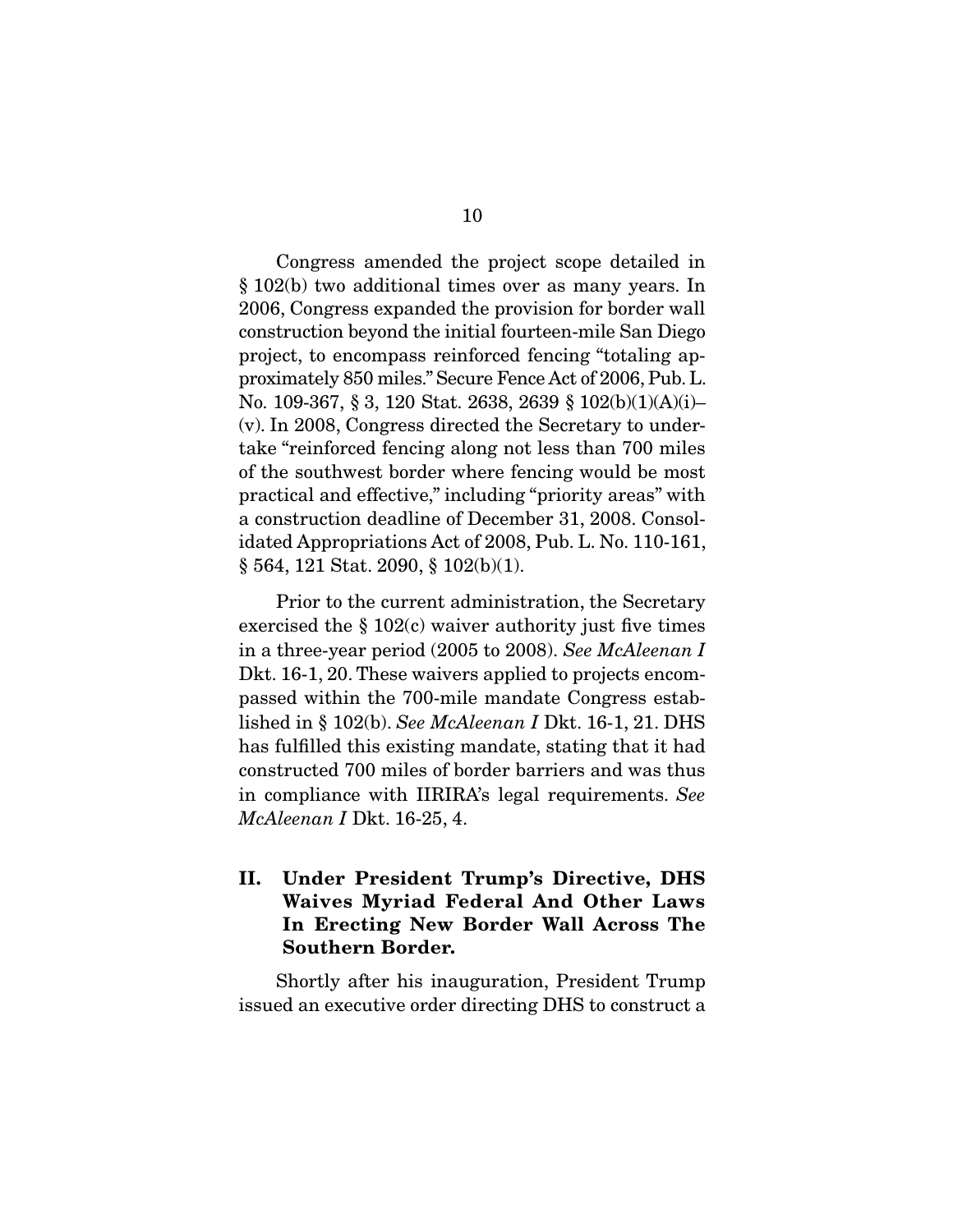Congress amended the project scope detailed in § 102(b) two additional times over as many years. In 2006, Congress expanded the provision for border wall construction beyond the initial fourteen-mile San Diego project, to encompass reinforced fencing "totaling approximately 850 miles." Secure Fence Act of 2006, Pub. L. No. 109-367, § 3, 120 Stat. 2638, 2639 § 102(b)(1)(A)(i)–(v). In 2008, Congress directed the Secretary to undertake "reinforced fencing along not less than 700 miles of the southwest border where fencing would be most practical and effective," including "priority areas" with a construction deadline of December 31, 2008. Consolidated Appropriations Act of 2008, Pub. L. No. 110-161, § 564, 121 Stat. 2090, § 102(b)(1).

Prior to the current administration, the Secretary exercised the § 102(c) waiver authority just five times in a three-year period (2005 to 2008). *See McAleenan I* Dkt. 16-1, 20. These waivers applied to projects encompassed within the 700-mile mandate Congress established in § 102(b). *See McAleenan I* Dkt. 16-1, 21. DHS has fulfilled this existing mandate, stating that it had constructed 700 miles of border barriers and was thus in compliance with IIRIRA's legal requirements. *See McAleenan I* Dkt. 16-25, 4.

## II. Under President Trump's Directive, DHS Waives Myriad Federal And Other Laws In Erecting New Border Wall Across The Southern Border.

Shortly after his inauguration, President Trump issued an executive order directing DHS to construct a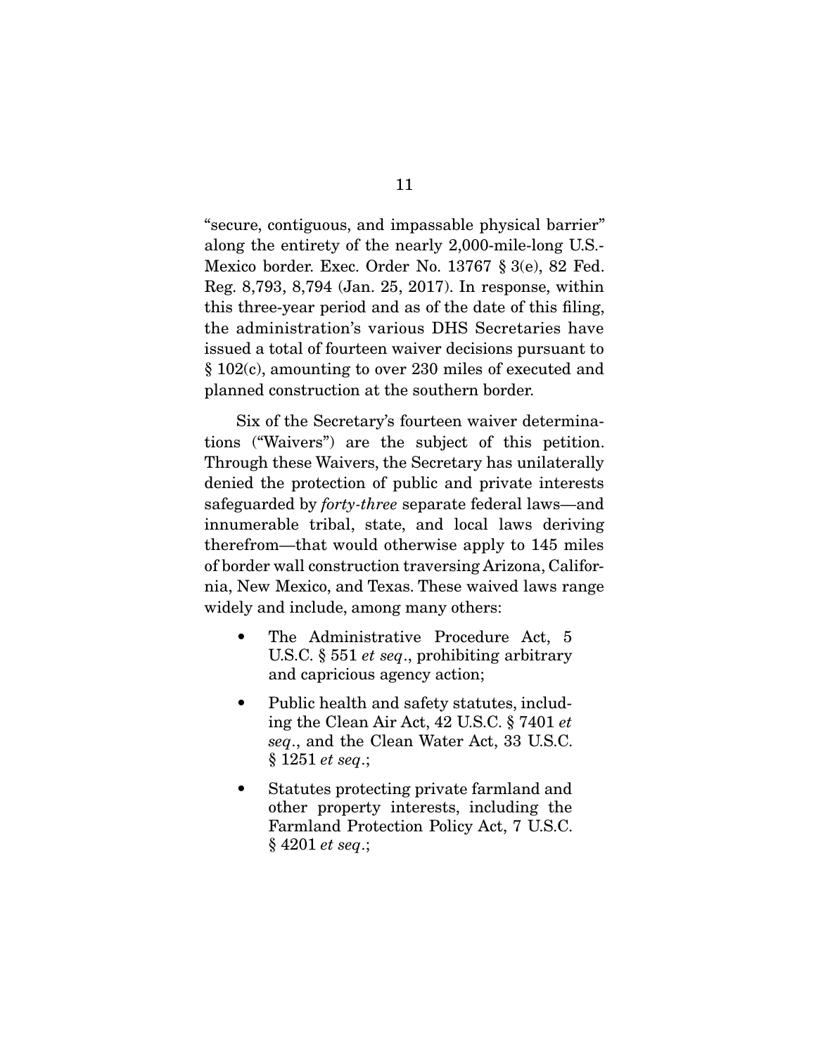"secure, contiguous, and impassable physical barrier" along the entirety of the nearly 2,000-mile-long U.S.-Mexico border. Exec. Order No. 13767 § 3(e), 82 Fed. Reg. 8,793, 8,794 (Jan. 25, 2017). In response, within this three-year period and as of the date of this filing, the administration's various DHS Secretaries have issued a total of fourteen waiver decisions pursuant to § 102(c), amounting to over 230 miles of executed and planned construction at the southern border.

Six of the Secretary's fourteen waiver determinations ("Waivers") are the subject of this petition. Through these Waivers, the Secretary has unilaterally denied the protection of public and private interests safeguarded by *forty-three* separate federal laws—and innumerable tribal, state, and local laws deriving therefrom—that would otherwise apply to 145 miles of border wall construction traversing Arizona, California, New Mexico, and Texas. These waived laws range widely and include, among many others:

- The Administrative Procedure Act, 5 U.S.C. § 551 *et seq*., prohibiting arbitrary and capricious agency action;
- Public health and safety statutes, including the Clean Air Act, 42 U.S.C. § 7401 *et seq*., and the Clean Water Act, 33 U.S.C. § 1251 *et seq*.;
- Statutes protecting private farmland and other property interests, including the Farmland Protection Policy Act, 7 U.S.C. § 4201 *et seq*.;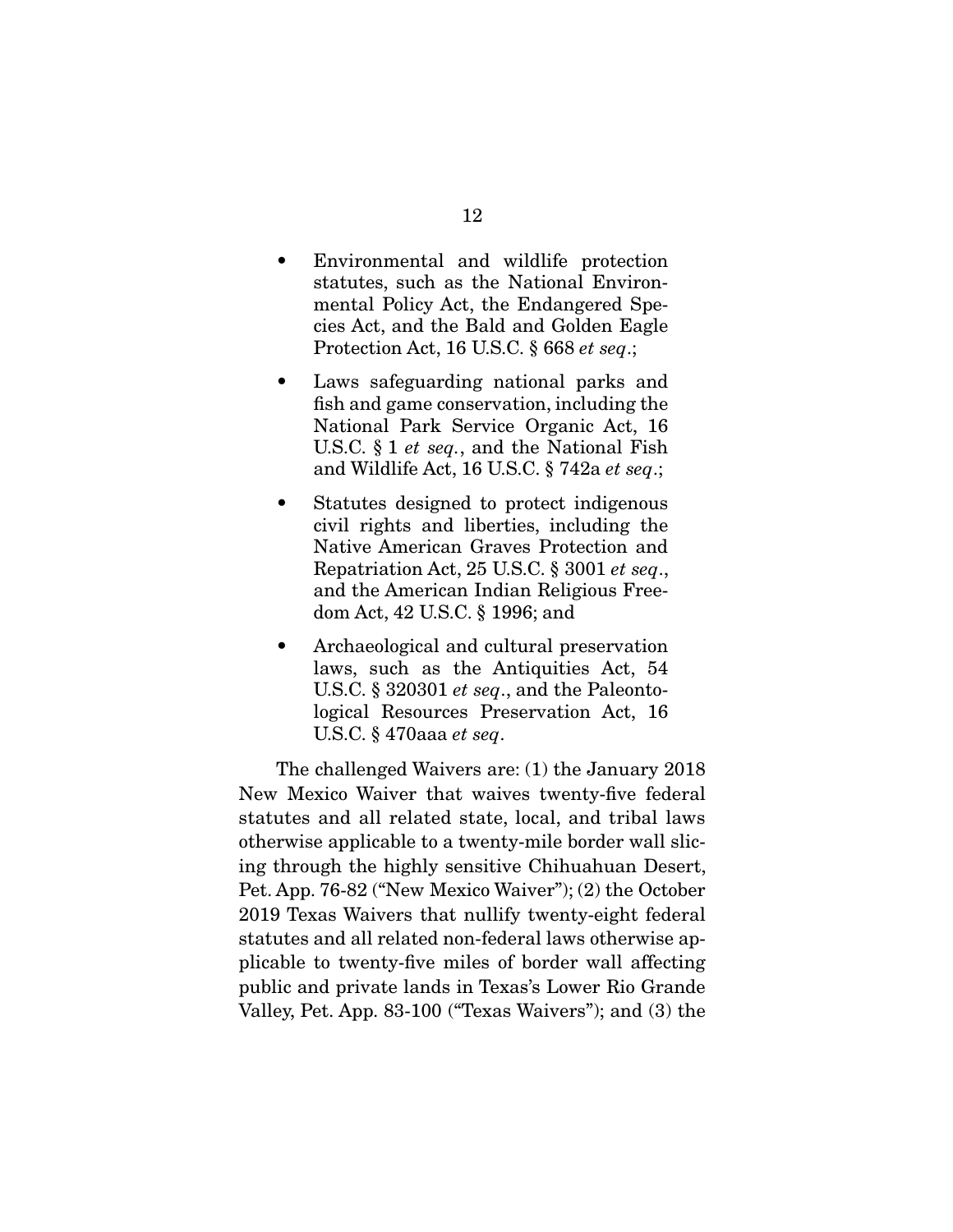- Environmental and wildlife protection statutes, such as the National Environmental Policy Act, the Endangered Species Act, and the Bald and Golden Eagle Protection Act, 16 U.S.C. § 668 *et seq*.;
- Laws safeguarding national parks and fish and game conservation, including the National Park Service Organic Act, 16 U.S.C. § 1 *et seq.*, and the National Fish and Wildlife Act, 16 U.S.C. § 742a *et seq*.;
- Statutes designed to protect indigenous civil rights and liberties, including the Native American Graves Protection and Repatriation Act, 25 U.S.C. § 3001 *et seq*., and the American Indian Religious Freedom Act, 42 U.S.C. § 1996; and
- Archaeological and cultural preservation laws, such as the Antiquities Act, 54 U.S.C. § 320301 *et seq*., and the Paleontological Resources Preservation Act, 16 U.S.C. § 470aaa *et seq*.

The challenged Waivers are: (1) the January 2018 New Mexico Waiver that waives twenty-five federal statutes and all related state, local, and tribal laws otherwise applicable to a twenty-mile border wall slicing through the highly sensitive Chihuahuan Desert, Pet. App. 76-82 ("New Mexico Waiver"); (2) the October 2019 Texas Waivers that nullify twenty-eight federal statutes and all related non-federal laws otherwise applicable to twenty-five miles of border wall affecting public and private lands in Texas's Lower Rio Grande Valley, Pet. App. 83-100 ("Texas Waivers"); and (3) the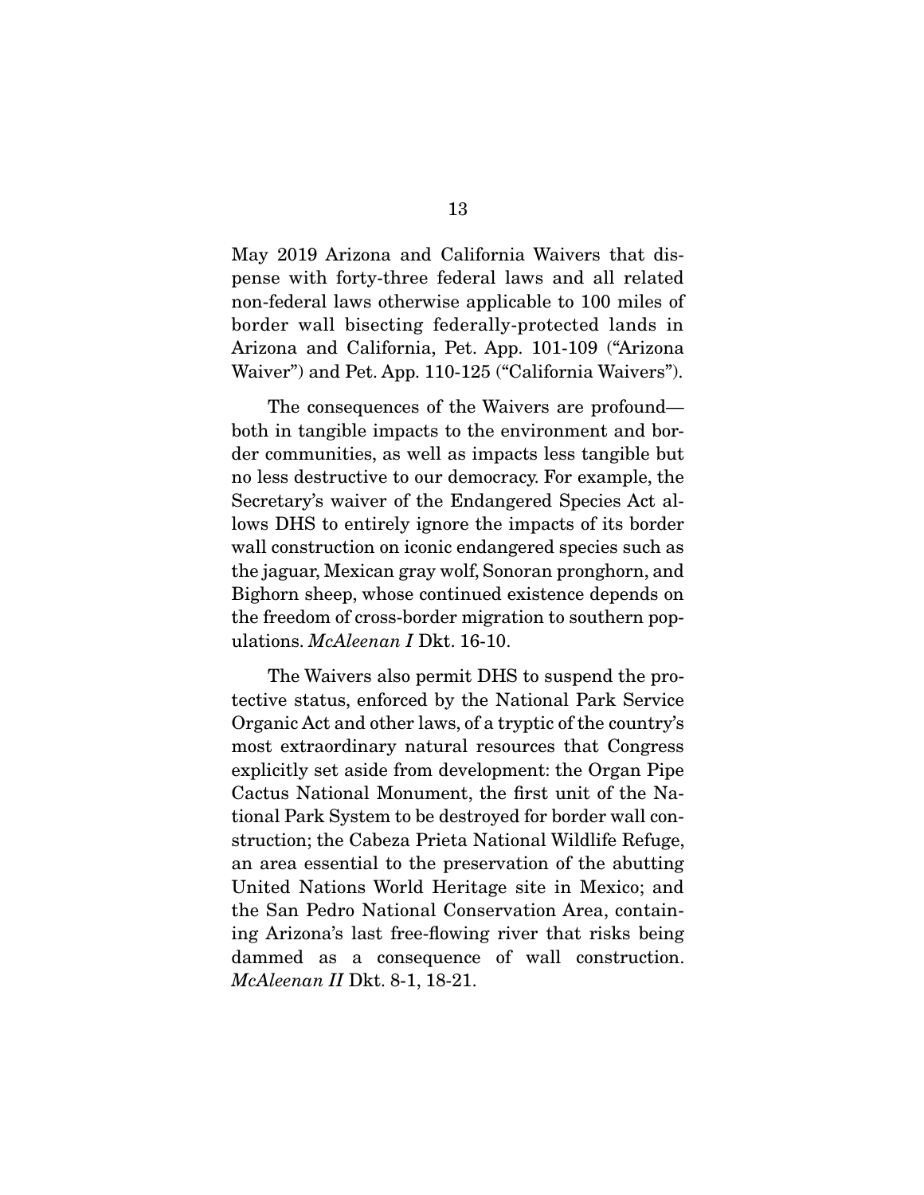May 2019 Arizona and California Waivers that dispense with forty-three federal laws and all related non-federal laws otherwise applicable to 100 miles of border wall bisecting federally-protected lands in Arizona and California, Pet. App. 101-109 ("Arizona Waiver") and Pet. App. 110-125 ("California Waivers").

The consequences of the Waivers are profound—both in tangible impacts to the environment and border communities, as well as impacts less tangible but no less destructive to our democracy. For example, the Secretary's waiver of the Endangered Species Act allows DHS to entirely ignore the impacts of its border wall construction on iconic endangered species such as the jaguar, Mexican gray wolf, Sonoran pronghorn, and Bighorn sheep, whose continued existence depends on the freedom of cross-border migration to southern populations. *McAleenan I* Dkt. 16-10.

The Waivers also permit DHS to suspend the protective status, enforced by the National Park Service Organic Act and other laws, of a tryptic of the country's most extraordinary natural resources that Congress explicitly set aside from development: the Organ Pipe Cactus National Monument, the first unit of the National Park System to be destroyed for border wall construction; the Cabeza Prieta National Wildlife Refuge, an area essential to the preservation of the abutting United Nations World Heritage site in Mexico; and the San Pedro National Conservation Area, containing Arizona's last free-flowing river that risks being dammed as a consequence of wall construction. *McAleenan II* Dkt. 8-1, 18-21.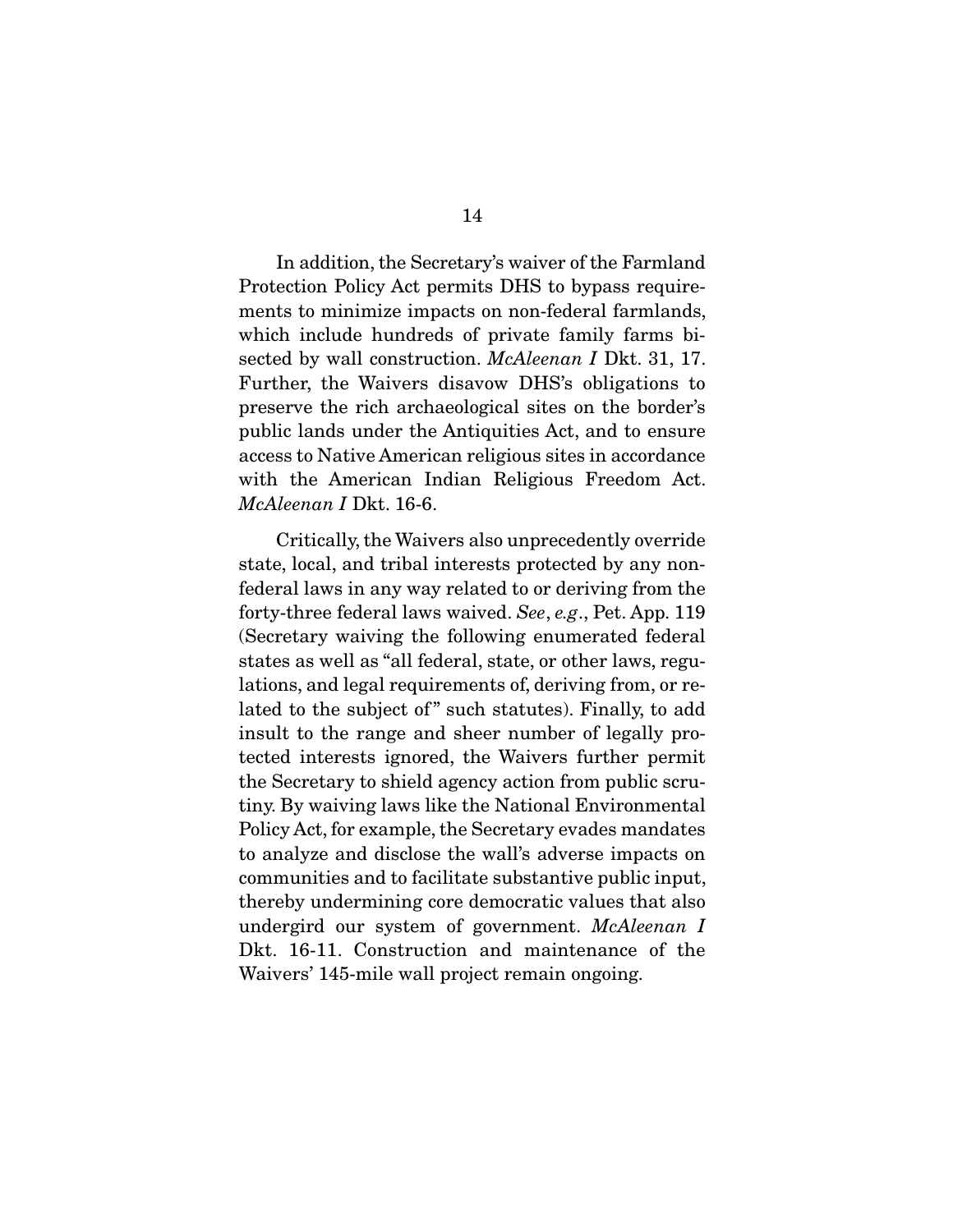In addition, the Secretary's waiver of the Farmland Protection Policy Act permits DHS to bypass requirements to minimize impacts on non-federal farmlands, which include hundreds of private family farms bisected by wall construction. *McAleenan I* Dkt. 31, 17. Further, the Waivers disavow DHS's obligations to preserve the rich archaeological sites on the border's public lands under the Antiquities Act, and to ensure access to Native American religious sites in accordance with the American Indian Religious Freedom Act. *McAleenan I* Dkt. 16-6.

Critically, the Waivers also unprecedently override state, local, and tribal interests protected by any non-federal laws in any way related to or deriving from the forty-three federal laws waived. *See*, *e.g*., Pet. App. 119 (Secretary waiving the following enumerated federal states as well as "all federal, state, or other laws, regulations, and legal requirements of, deriving from, or related to the subject of" such statutes). Finally, to add insult to the range and sheer number of legally protected interests ignored, the Waivers further permit the Secretary to shield agency action from public scrutiny. By waiving laws like the National Environmental Policy Act, for example, the Secretary evades mandates to analyze and disclose the wall's adverse impacts on communities and to facilitate substantive public input, thereby undermining core democratic values that also undergird our system of government. *McAleenan I* Dkt. 16-11. Construction and maintenance of the Waivers' 145-mile wall project remain ongoing.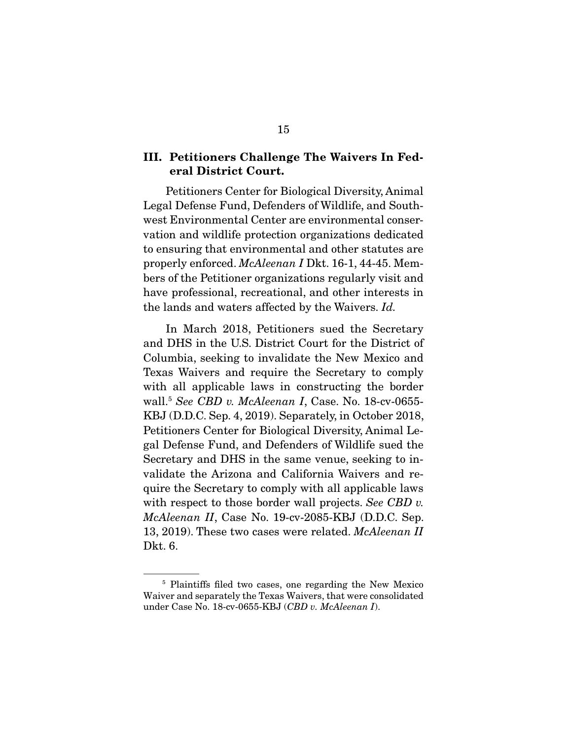### III. Petitioners Challenge The Waivers In Federal District Court.

Petitioners Center for Biological Diversity, Animal Legal Defense Fund, Defenders of Wildlife, and Southwest Environmental Center are environmental conservation and wildlife protection organizations dedicated to ensuring that environmental and other statutes are properly enforced. *McAleenan I* Dkt. 16-1, 44-45. Members of the Petitioner organizations regularly visit and have professional, recreational, and other interests in the lands and waters affected by the Waivers. *Id.*

In March 2018, Petitioners sued the Secretary and DHS in the U.S. District Court for the District of Columbia, seeking to invalidate the New Mexico and Texas Waivers and require the Secretary to comply with all applicable laws in constructing the border wall.[5] *See CBD v. McAleenan I*, Case. No. 18-cv-0655-KBJ (D.D.C. Sep. 4, 2019). Separately, in October 2018, Petitioners Center for Biological Diversity, Animal Legal Defense Fund, and Defenders of Wildlife sued the Secretary and DHS in the same venue, seeking to invalidate the Arizona and California Waivers and require the Secretary to comply with all applicable laws with respect to those border wall projects. *See CBD v. McAleenan II*, Case No. 19-cv-2085-KBJ (D.D.C. Sep. 13, 2019). These two cases were related. *McAleenan II* Dkt. 6.

---

[5] Plaintiffs filed two cases, one regarding the New Mexico Waiver and separately the Texas Waivers, that were consolidated under Case No. 18-cv-0655-KBJ (*CBD v. McAleenan I*).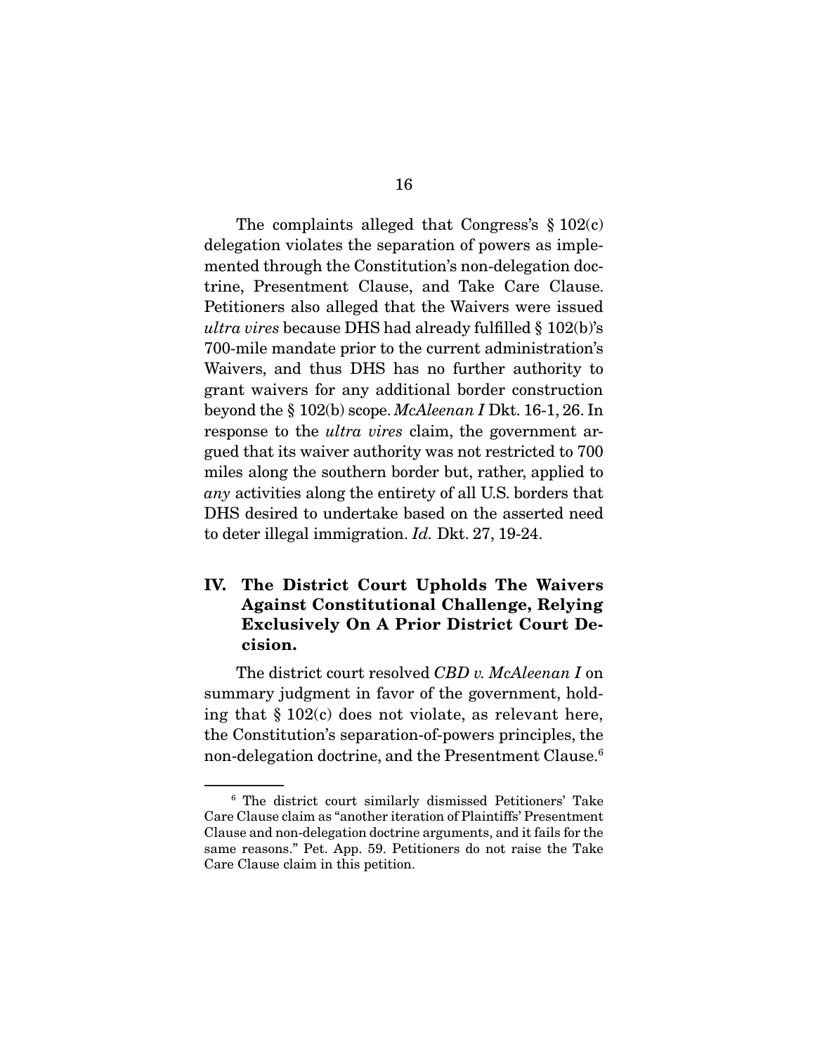The complaints alleged that Congress's § 102(c) delegation violates the separation of powers as implemented through the Constitution's non-delegation doctrine, Presentment Clause, and Take Care Clause. Petitioners also alleged that the Waivers were issued *ultra vires* because DHS had already fulfilled § 102(b)'s 700-mile mandate prior to the current administration's Waivers, and thus DHS has no further authority to grant waivers for any additional border construction beyond the § 102(b) scope. *McAleenan I* Dkt. 16-1, 26. In response to the *ultra vires* claim, the government argued that its waiver authority was not restricted to 700 miles along the southern border but, rather, applied to *any* activities along the entirety of all U.S. borders that DHS desired to undertake based on the asserted need to deter illegal immigration. *Id.* Dkt. 27, 19-24.

## IV. The District Court Upholds The Waivers Against Constitutional Challenge, Relying Exclusively On A Prior District Court Decision.

The district court resolved *CBD v. McAleenan I* on summary judgment in favor of the government, holding that § 102(c) does not violate, as relevant here, the Constitution's separation-of-powers principles, the non-delegation doctrine, and the Presentment Clause.[6]

[6] The district court similarly dismissed Petitioners' Take Care Clause claim as "another iteration of Plaintiffs' Presentment Clause and non-delegation doctrine arguments, and it fails for the same reasons." Pet. App. 59. Petitioners do not raise the Take Care Clause claim in this petition.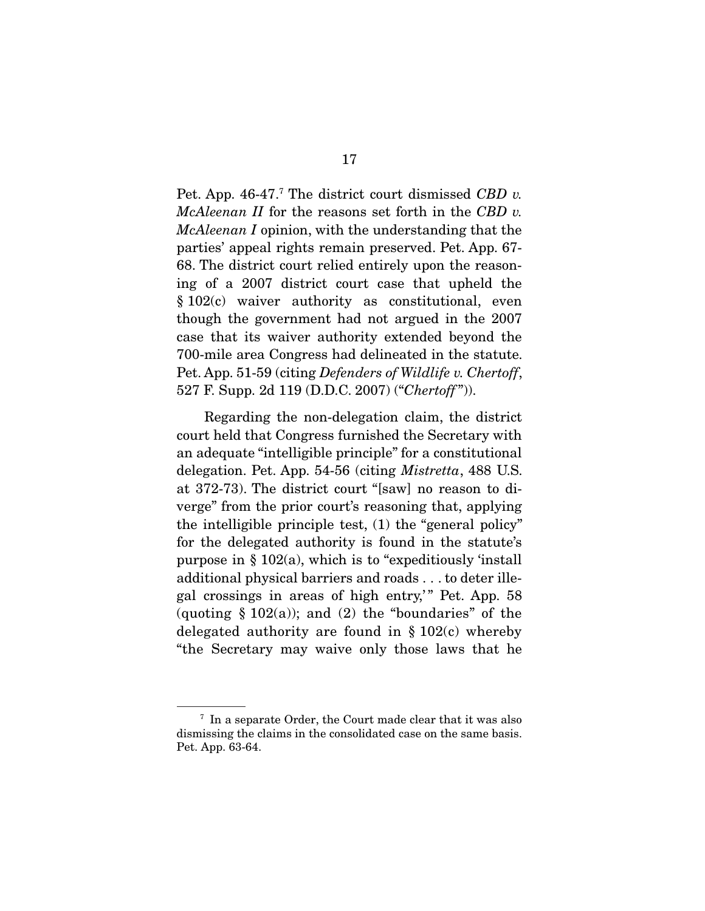Pet. App. 46-47.[7] The district court dismissed *CBD v. McAleenan II* for the reasons set forth in the *CBD v. McAleenan I* opinion, with the understanding that the parties' appeal rights remain preserved. Pet. App. 67-68. The district court relied entirely upon the reasoning of a 2007 district court case that upheld the § 102(c) waiver authority as constitutional, even though the government had not argued in the 2007 case that its waiver authority extended beyond the 700-mile area Congress had delineated in the statute. Pet. App. 51-59 (citing *Defenders of Wildlife v. Chertoff*, 527 F. Supp. 2d 119 (D.D.C. 2007) ("*Chertoff*")).

Regarding the non-delegation claim, the district court held that Congress furnished the Secretary with an adequate "intelligible principle" for a constitutional delegation. Pet. App. 54-56 (citing *Mistretta*, 488 U.S. at 372-73). The district court "[saw] no reason to diverge" from the prior court's reasoning that, applying the intelligible principle test, (1) the "general policy" for the delegated authority is found in the statute's purpose in § 102(a), which is to "expeditiously 'install additional physical barriers and roads . . . to deter illegal crossings in areas of high entry,'" Pet. App. 58 (quoting § 102(a)); and (2) the "boundaries" of the delegated authority are found in § 102(c) whereby "the Secretary may waive only those laws that he

---

[7] In a separate Order, the Court made clear that it was also dismissing the claims in the consolidated case on the same basis. Pet. App. 63-64.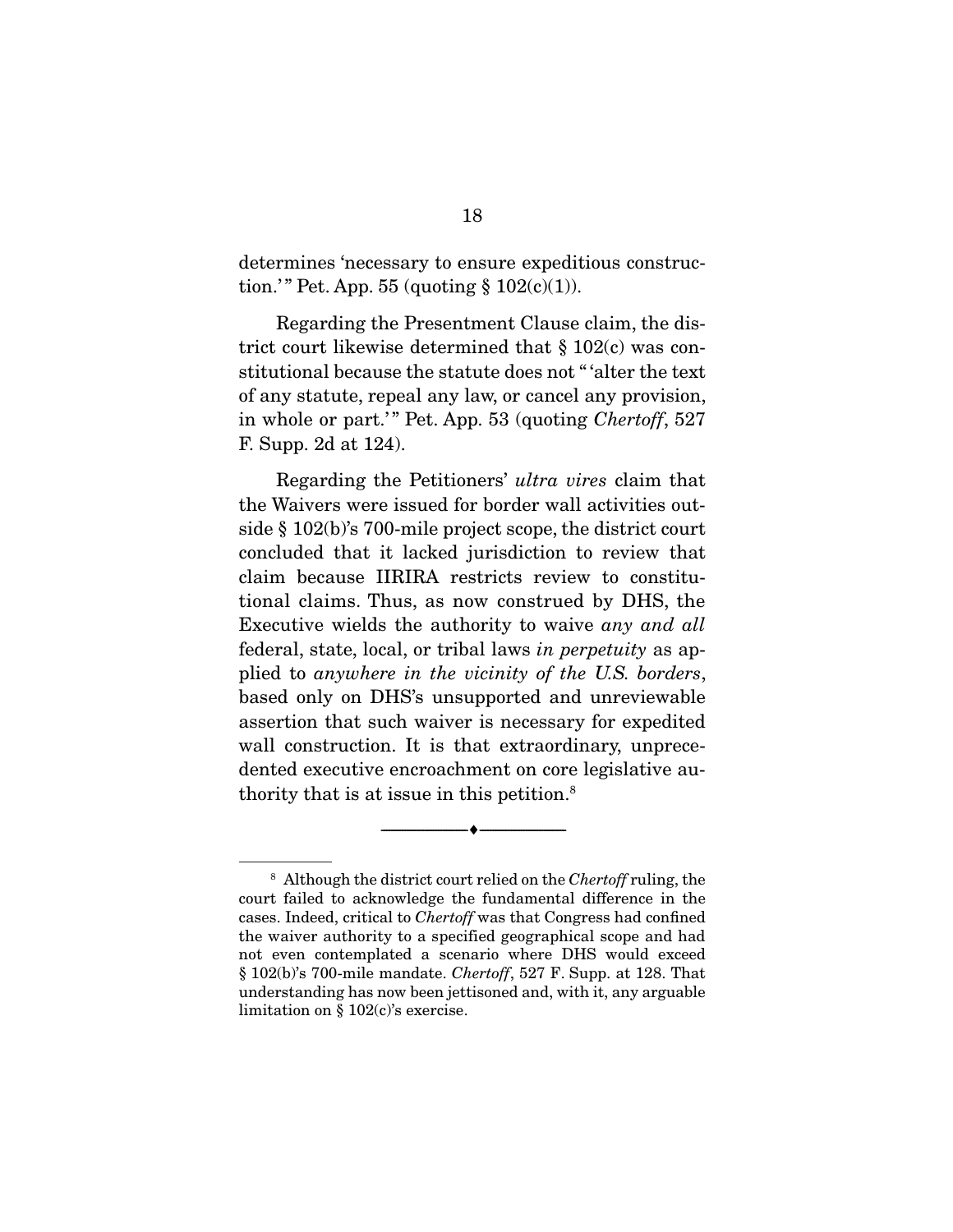determines 'necessary to ensure expeditious construction.'" Pet. App. 55 (quoting § 102(c)(1)).

Regarding the Presentment Clause claim, the district court likewise determined that § 102(c) was constitutional because the statute does not "'alter the text of any statute, repeal any law, or cancel any provision, in whole or part.'" Pet. App. 53 (quoting *Chertoff*, 527 F. Supp. 2d at 124).

Regarding the Petitioners' *ultra vires* claim that the Waivers were issued for border wall activities outside § 102(b)'s 700-mile project scope, the district court concluded that it lacked jurisdiction to review that claim because IIRIRA restricts review to constitutional claims. Thus, as now construed by DHS, the Executive wields the authority to waive *any and all* federal, state, local, or tribal laws *in perpetuity* as applied to *anywhere in the vicinity of the U.S. borders*, based only on DHS's unsupported and unreviewable assertion that such waiver is necessary for expedited wall construction. It is that extraordinary, unprecedented executive encroachment on core legislative authority that is at issue in this petition.[8]

---

[8] Although the district court relied on the *Chertoff* ruling, the court failed to acknowledge the fundamental difference in the cases. Indeed, critical to *Chertoff* was that Congress had confined the waiver authority to a specified geographical scope and had not even contemplated a scenario where DHS would exceed § 102(b)'s 700-mile mandate. *Chertoff*, 527 F. Supp. at 128. That understanding has now been jettisoned and, with it, any arguable limitation on § 102(c)'s exercise.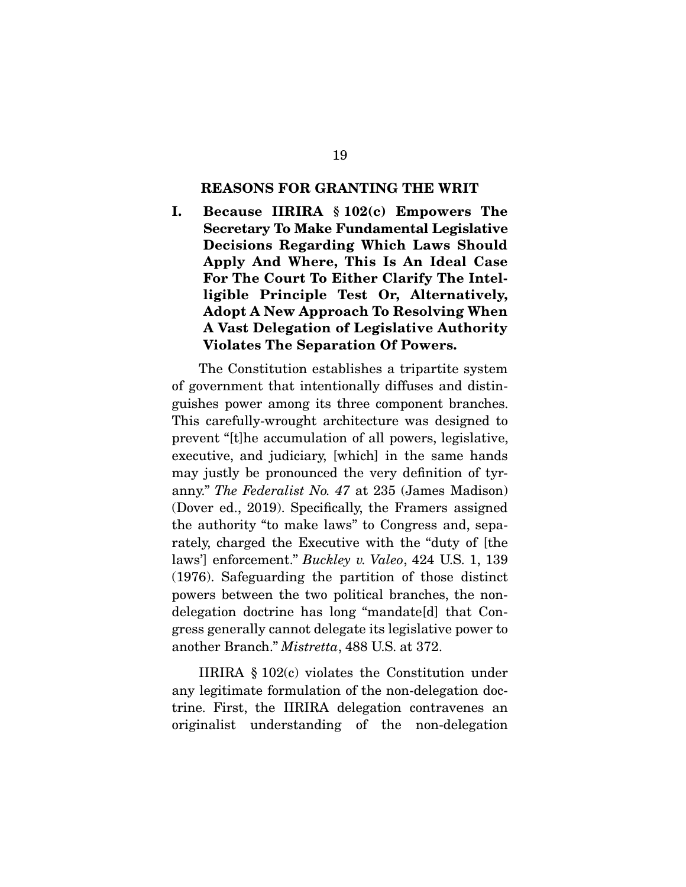## REASONS FOR GRANTING THE WRIT

### I. Because IIRIRA § 102(c) Empowers The Secretary To Make Fundamental Legislative Decisions Regarding Which Laws Should Apply And Where, This Is An Ideal Case For The Court To Either Clarify The Intelligible Principle Test Or, Alternatively, Adopt A New Approach To Resolving When A Vast Delegation of Legislative Authority Violates The Separation Of Powers.

The Constitution establishes a tripartite system of government that intentionally diffuses and distinguishes power among its three component branches. This carefully-wrought architecture was designed to prevent "[t]he accumulation of all powers, legislative, executive, and judiciary, [which] in the same hands may justly be pronounced the very definition of tyranny." *The Federalist No. 47* at 235 (James Madison) (Dover ed., 2019). Specifically, the Framers assigned the authority "to make laws" to Congress and, separately, charged the Executive with the "duty of [the laws'] enforcement." *Buckley v. Valeo*, 424 U.S. 1, 139 (1976). Safeguarding the partition of those distinct powers between the two political branches, the non-delegation doctrine has long "mandate[d] that Congress generally cannot delegate its legislative power to another Branch." *Mistretta*, 488 U.S. at 372.

IIRIRA § 102(c) violates the Constitution under any legitimate formulation of the non-delegation doctrine. First, the IIRIRA delegation contravenes an originalist understanding of the non-delegation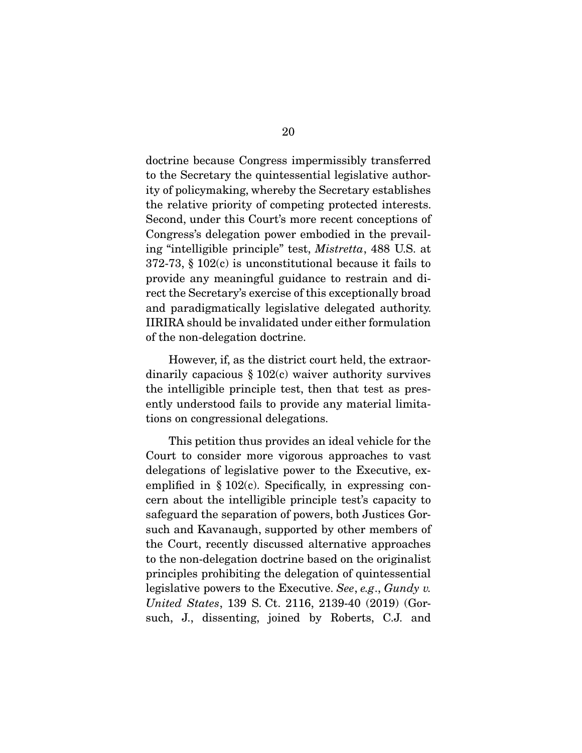doctrine because Congress impermissibly transferred to the Secretary the quintessential legislative authority of policymaking, whereby the Secretary establishes the relative priority of competing protected interests. Second, under this Court's more recent conceptions of Congress's delegation power embodied in the prevailing "intelligible principle" test, *Mistretta*, 488 U.S. at 372-73, § 102(c) is unconstitutional because it fails to provide any meaningful guidance to restrain and direct the Secretary's exercise of this exceptionally broad and paradigmatically legislative delegated authority. IIRIRA should be invalidated under either formulation of the non-delegation doctrine.

However, if, as the district court held, the extraordinarily capacious § 102(c) waiver authority survives the intelligible principle test, then that test as presently understood fails to provide any material limitations on congressional delegations.

This petition thus provides an ideal vehicle for the Court to consider more vigorous approaches to vast delegations of legislative power to the Executive, exemplified in § 102(c). Specifically, in expressing concern about the intelligible principle test's capacity to safeguard the separation of powers, both Justices Gorsuch and Kavanaugh, supported by other members of the Court, recently discussed alternative approaches to the non-delegation doctrine based on the originalist principles prohibiting the delegation of quintessential legislative powers to the Executive. *See*, *e.g*., *Gundy v. United States*, 139 S. Ct. 2116, 2139-40 (2019) (Gorsuch, J., dissenting, joined by Roberts, C.J. and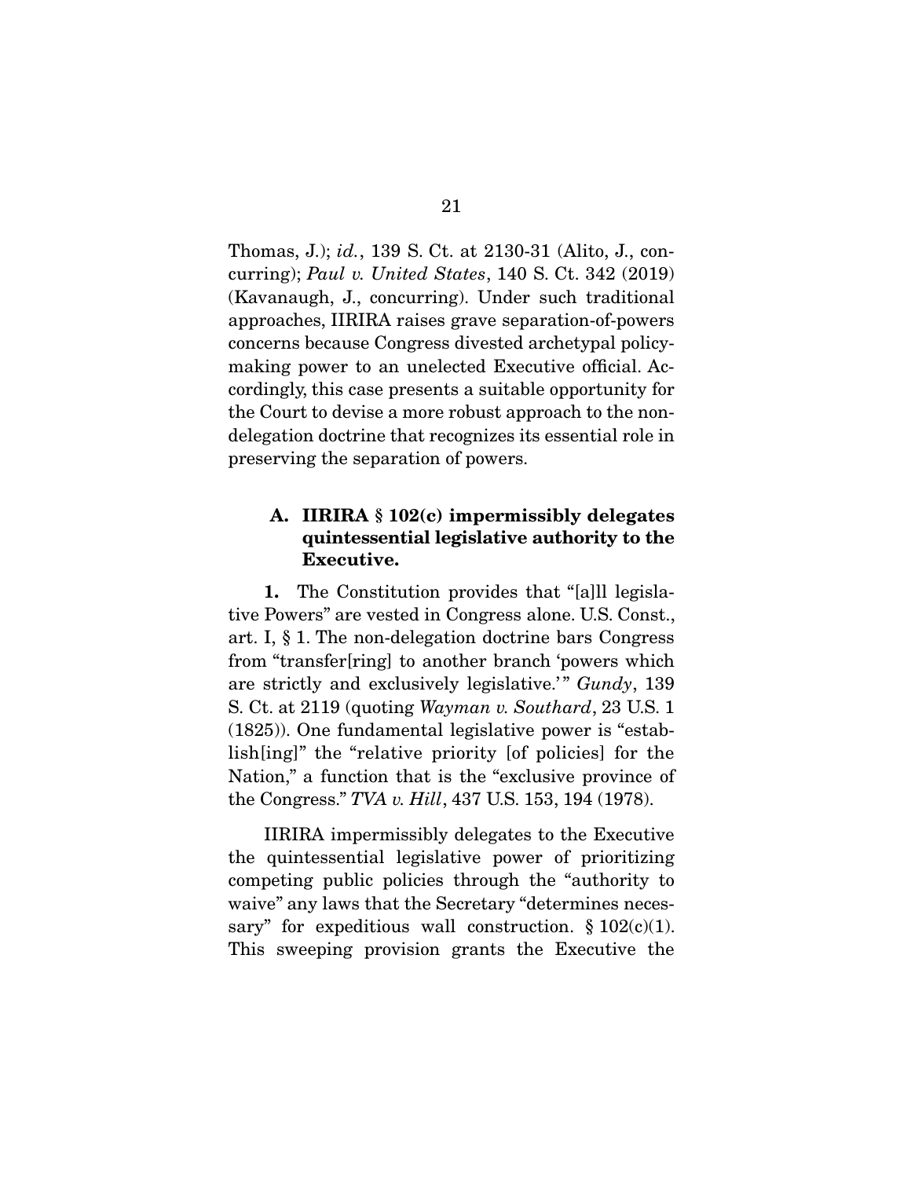Thomas, J.); *id.*, 139 S. Ct. at 2130-31 (Alito, J., concurring); *Paul v. United States*, 140 S. Ct. 342 (2019) (Kavanaugh, J., concurring). Under such traditional approaches, IIRIRA raises grave separation-of-powers concerns because Congress divested archetypal policymaking power to an unelected Executive official. Accordingly, this case presents a suitable opportunity for the Court to devise a more robust approach to the non-delegation doctrine that recognizes its essential role in preserving the separation of powers.

### A. IIRIRA § 102(c) impermissibly delegates quintessential legislative authority to the Executive.

**1.** The Constitution provides that "[a]ll legislative Powers" are vested in Congress alone. U.S. Const., art. I, § 1. The non-delegation doctrine bars Congress from "transfer[ring] to another branch 'powers which are strictly and exclusively legislative.'" *Gundy*, 139 S. Ct. at 2119 (quoting *Wayman v. Southard*, 23 U.S. 1 (1825)). One fundamental legislative power is "establish[ing]" the "relative priority [of policies] for the Nation," a function that is the "exclusive province of the Congress." *TVA v. Hill*, 437 U.S. 153, 194 (1978).

IIRIRA impermissibly delegates to the Executive the quintessential legislative power of prioritizing competing public policies through the "authority to waive" any laws that the Secretary "determines necessary" for expeditious wall construction. § 102(c)(1). This sweeping provision grants the Executive the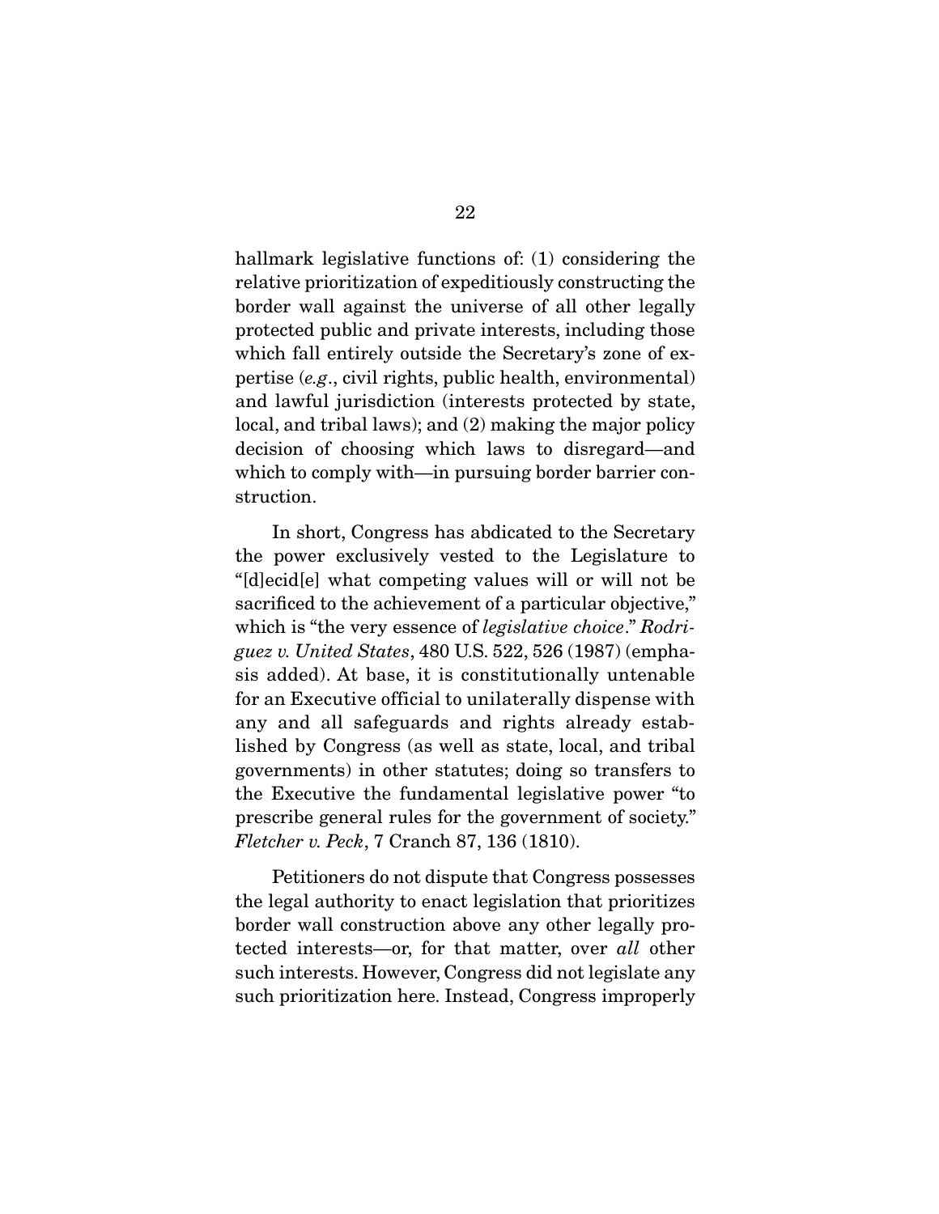hallmark legislative functions of: (1) considering the relative prioritization of expeditiously constructing the border wall against the universe of all other legally protected public and private interests, including those which fall entirely outside the Secretary's zone of expertise (*e.g*., civil rights, public health, environmental) and lawful jurisdiction (interests protected by state, local, and tribal laws); and (2) making the major policy decision of choosing which laws to disregard—and which to comply with—in pursuing border barrier construction.

In short, Congress has abdicated to the Secretary the power exclusively vested to the Legislature to "[d]ecid[e] what competing values will or will not be sacrificed to the achievement of a particular objective," which is "the very essence of *legislative choice*." *Rodriguez v. United States*, 480 U.S. 522, 526 (1987) (emphasis added). At base, it is constitutionally untenable for an Executive official to unilaterally dispense with any and all safeguards and rights already established by Congress (as well as state, local, and tribal governments) in other statutes; doing so transfers to the Executive the fundamental legislative power "to prescribe general rules for the government of society." *Fletcher v. Peck*, 7 Cranch 87, 136 (1810).

Petitioners do not dispute that Congress possesses the legal authority to enact legislation that prioritizes border wall construction above any other legally protected interests—or, for that matter, over *all* other such interests. However, Congress did not legislate any such prioritization here. Instead, Congress improperly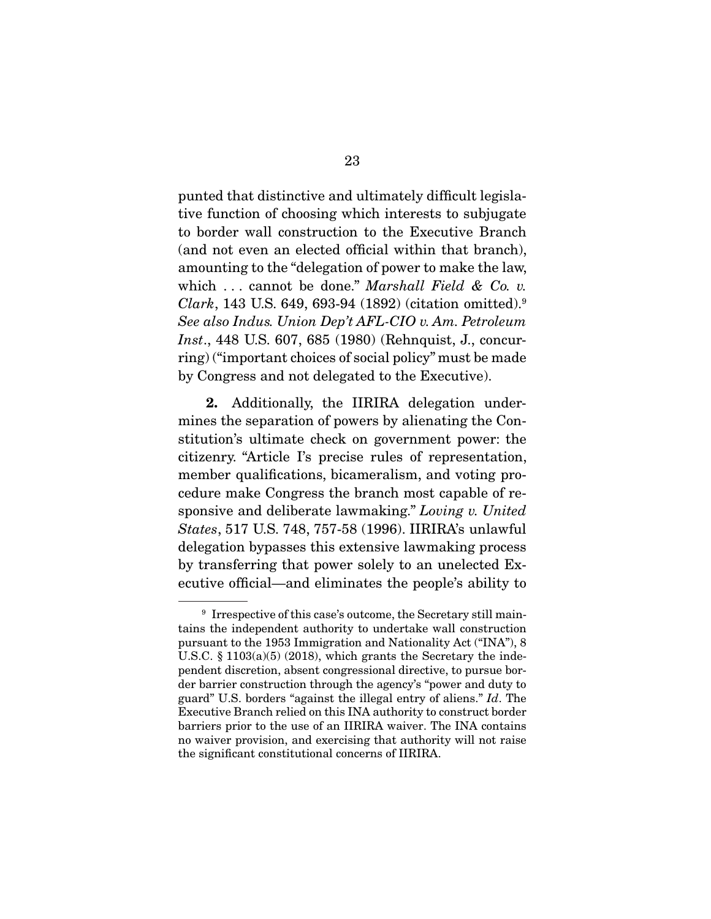punted that distinctive and ultimately difficult legislative function of choosing which interests to subjugate to border wall construction to the Executive Branch (and not even an elected official within that branch), amounting to the "delegation of power to make the law, which . . . cannot be done." *Marshall Field & Co. v. Clark*, 143 U.S. 649, 693-94 (1892) (citation omitted).[9] *See also Indus. Union Dep't AFL-CIO v. Am. Petroleum Inst.*, 448 U.S. 607, 685 (1980) (Rehnquist, J., concurring) ("important choices of social policy" must be made by Congress and not delegated to the Executive).

**2.** Additionally, the IIRIRA delegation undermines the separation of powers by alienating the Constitution's ultimate check on government power: the citizenry. "Article I's precise rules of representation, member qualifications, bicameralism, and voting procedure make Congress the branch most capable of responsive and deliberate lawmaking." *Loving v. United States*, 517 U.S. 748, 757-58 (1996). IIRIRA's unlawful delegation bypasses this extensive lawmaking process by transferring that power solely to an unelected Executive official—and eliminates the people's ability to

---

[9] Irrespective of this case's outcome, the Secretary still maintains the independent authority to undertake wall construction pursuant to the 1953 Immigration and Nationality Act ("INA"), 8 U.S.C. § 1103(a)(5) (2018), which grants the Secretary the independent discretion, absent congressional directive, to pursue border barrier construction through the agency's "power and duty to guard" U.S. borders "against the illegal entry of aliens." *Id*. The Executive Branch relied on this INA authority to construct border barriers prior to the use of an IIRIRA waiver. The INA contains no waiver provision, and exercising that authority will not raise the significant constitutional concerns of IIRIRA.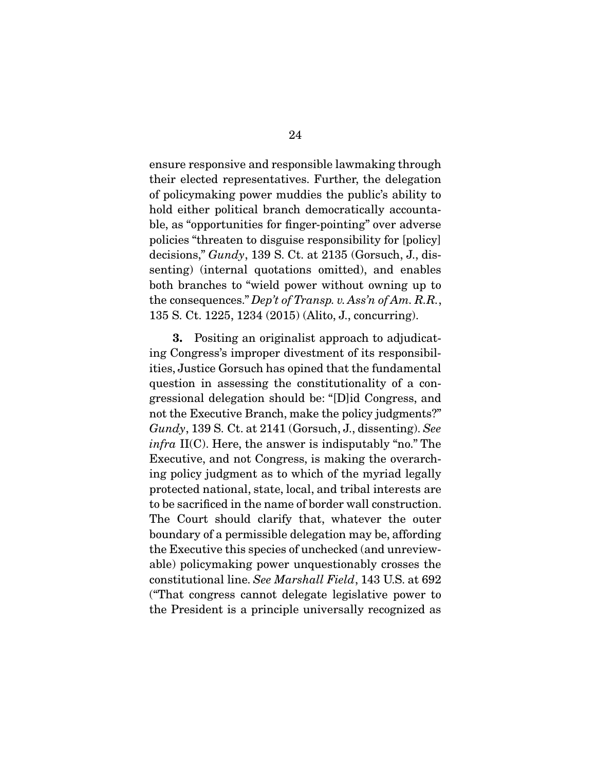ensure responsive and responsible lawmaking through their elected representatives. Further, the delegation of policymaking power muddies the public's ability to hold either political branch democratically accountable, as "opportunities for finger-pointing" over adverse policies "threaten to disguise responsibility for [policy] decisions," *Gundy*, 139 S. Ct. at 2135 (Gorsuch, J., dissenting) (internal quotations omitted), and enables both branches to "wield power without owning up to the consequences." *Dep't of Transp. v. Ass'n of Am. R.R.*, 135 S. Ct. 1225, 1234 (2015) (Alito, J., concurring).

**3.** Positing an originalist approach to adjudicating Congress's improper divestment of its responsibilities, Justice Gorsuch has opined that the fundamental question in assessing the constitutionality of a congressional delegation should be: "[D]id Congress, and not the Executive Branch, make the policy judgments?" *Gundy*, 139 S. Ct. at 2141 (Gorsuch, J., dissenting). *See infra* II(C). Here, the answer is indisputably "no." The Executive, and not Congress, is making the overarching policy judgment as to which of the myriad legally protected national, state, local, and tribal interests are to be sacrificed in the name of border wall construction. The Court should clarify that, whatever the outer boundary of a permissible delegation may be, affording the Executive this species of unchecked (and unreviewable) policymaking power unquestionably crosses the constitutional line. *See Marshall Field*, 143 U.S. at 692 ("That congress cannot delegate legislative power to the President is a principle universally recognized as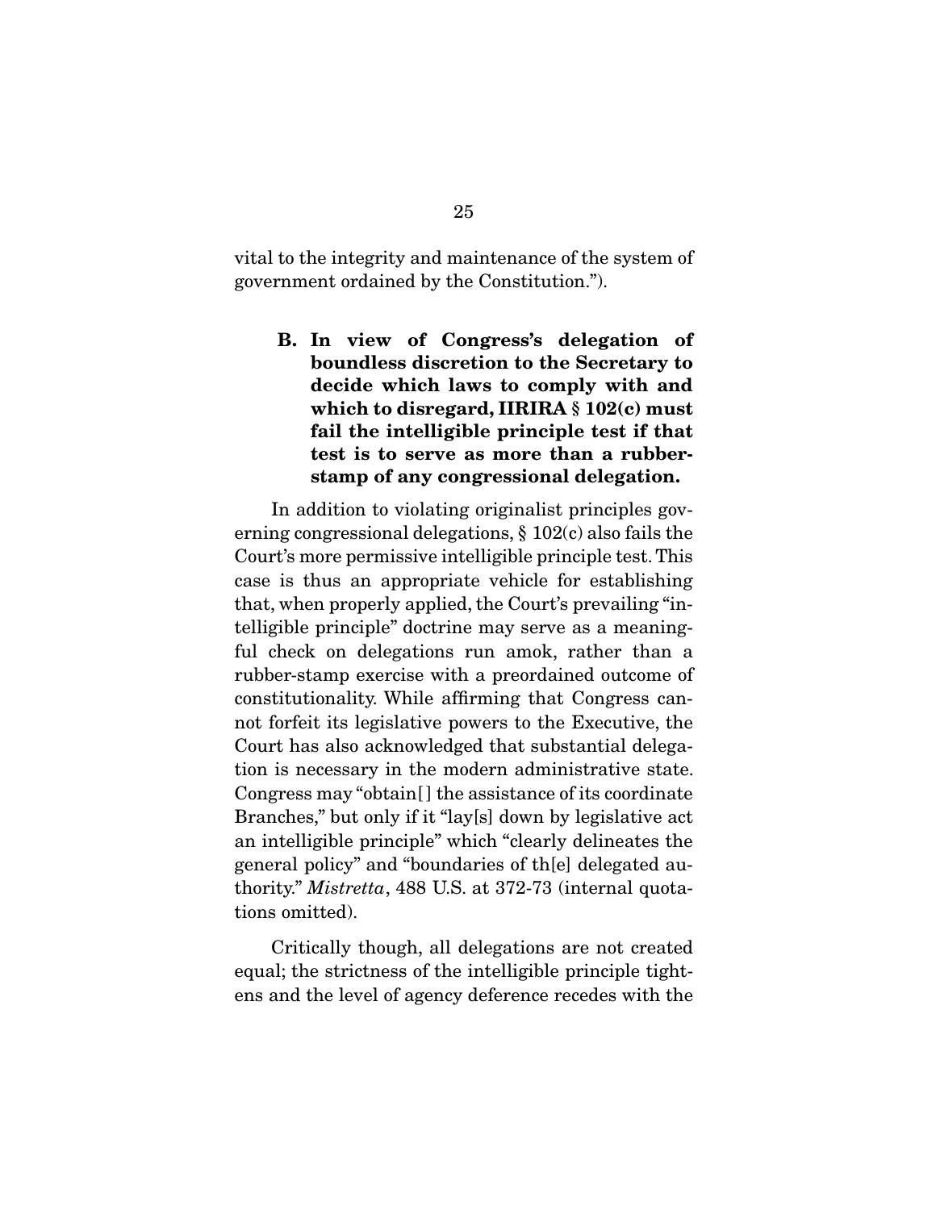vital to the integrity and maintenance of the system of government ordained by the Constitution.").

### B. In view of Congress's delegation of boundless discretion to the Secretary to decide which laws to comply with and which to disregard, IIRIRA § 102(c) must fail the intelligible principle test if that test is to serve as more than a rubber-stamp of any congressional delegation.

In addition to violating originalist principles governing congressional delegations, § 102(c) also fails the Court's more permissive intelligible principle test. This case is thus an appropriate vehicle for establishing that, when properly applied, the Court's prevailing "intelligible principle" doctrine may serve as a meaningful check on delegations run amok, rather than a rubber-stamp exercise with a preordained outcome of constitutionality. While affirming that Congress cannot forfeit its legislative powers to the Executive, the Court has also acknowledged that substantial delegation is necessary in the modern administrative state. Congress may "obtain[ ] the assistance of its coordinate Branches," but only if it "lay[s] down by legislative act an intelligible principle" which "clearly delineates the general policy" and "boundaries of th[e] delegated authority." *Mistretta*, 488 U.S. at 372-73 (internal quotations omitted).

Critically though, all delegations are not created equal; the strictness of the intelligible principle tightens and the level of agency deference recedes with the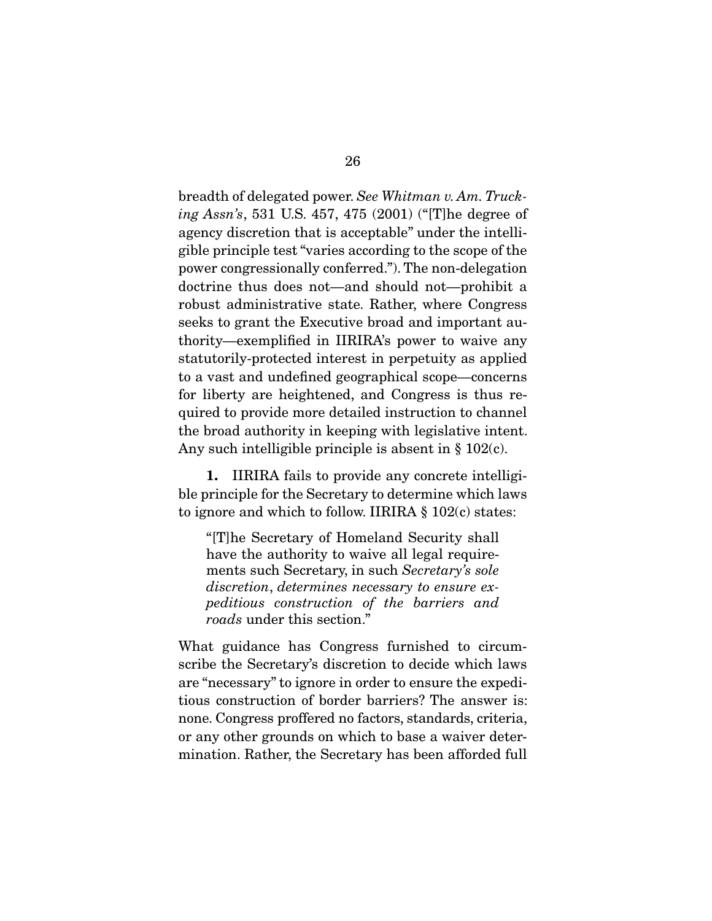breadth of delegated power. *See Whitman v. Am. Trucking Assn's*, 531 U.S. 457, 475 (2001) ("[T]he degree of agency discretion that is acceptable" under the intelligible principle test "varies according to the scope of the power congressionally conferred."). The non-delegation doctrine thus does not—and should not—prohibit a robust administrative state. Rather, where Congress seeks to grant the Executive broad and important authority—exemplified in IIRIRA's power to waive any statutorily-protected interest in perpetuity as applied to a vast and undefined geographical scope—concerns for liberty are heightened, and Congress is thus required to provide more detailed instruction to channel the broad authority in keeping with legislative intent. Any such intelligible principle is absent in § 102(c).

**1.** IIRIRA fails to provide any concrete intelligible principle for the Secretary to determine which laws to ignore and which to follow. IIRIRA § 102(c) states:

> "[T]he Secretary of Homeland Security shall have the authority to waive all legal requirements such Secretary, in such *Secretary's sole discretion*, *determines necessary to ensure expeditious construction of the barriers and roads* under this section."

What guidance has Congress furnished to circumscribe the Secretary's discretion to decide which laws are "necessary" to ignore in order to ensure the expeditious construction of border barriers? The answer is: none. Congress proffered no factors, standards, criteria, or any other grounds on which to base a waiver determination. Rather, the Secretary has been afforded full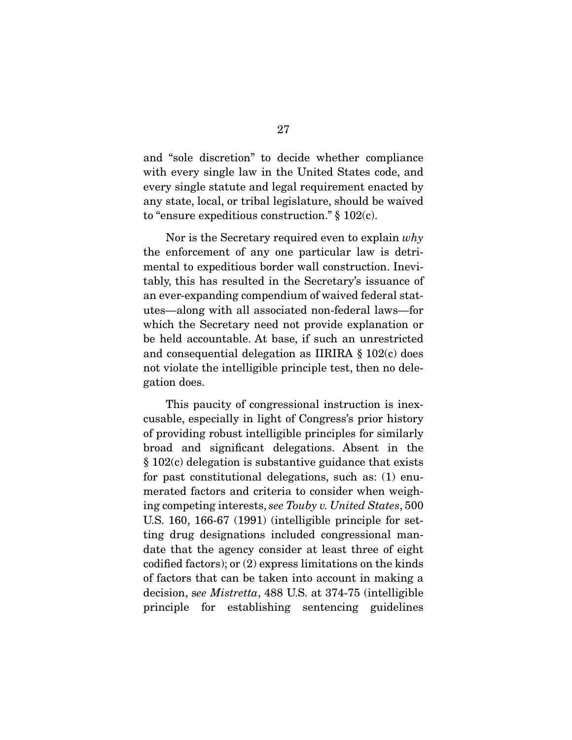and "sole discretion" to decide whether compliance with every single law in the United States code, and every single statute and legal requirement enacted by any state, local, or tribal legislature, should be waived to "ensure expeditious construction." § 102(c).

Nor is the Secretary required even to explain *why* the enforcement of any one particular law is detrimental to expeditious border wall construction. Inevitably, this has resulted in the Secretary's issuance of an ever-expanding compendium of waived federal statutes—along with all associated non-federal laws—for which the Secretary need not provide explanation or be held accountable. At base, if such an unrestricted and consequential delegation as IIRIRA § 102(c) does not violate the intelligible principle test, then no delegation does.

This paucity of congressional instruction is inexcusable, especially in light of Congress's prior history of providing robust intelligible principles for similarly broad and significant delegations. Absent in the § 102(c) delegation is substantive guidance that exists for past constitutional delegations, such as: (1) enumerated factors and criteria to consider when weighing competing interests, *see Touby v. United States*, 500 U.S. 160, 166-67 (1991) (intelligible principle for setting drug designations included congressional mandate that the agency consider at least three of eight codified factors); or (2) express limitations on the kinds of factors that can be taken into account in making a decision, s*ee Mistretta*, 488 U.S. at 374-75 (intelligible principle for establishing sentencing guidelines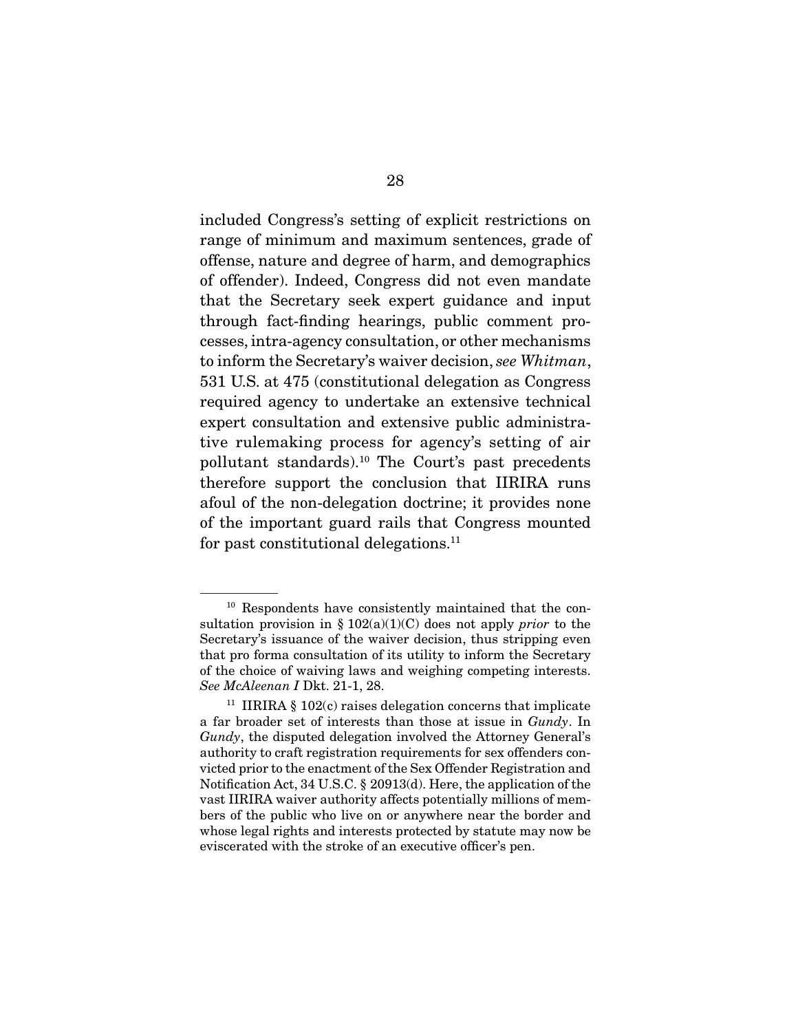included Congress's setting of explicit restrictions on range of minimum and maximum sentences, grade of offense, nature and degree of harm, and demographics of offender). Indeed, Congress did not even mandate that the Secretary seek expert guidance and input through fact-finding hearings, public comment processes, intra-agency consultation, or other mechanisms to inform the Secretary's waiver decision, *see Whitman*, 531 U.S. at 475 (constitutional delegation as Congress required agency to undertake an extensive technical expert consultation and extensive public administrative rulemaking process for agency's setting of air pollutant standards).[10] The Court's past precedents therefore support the conclusion that IIRIRA runs afoul of the non-delegation doctrine; it provides none of the important guard rails that Congress mounted for past constitutional delegations.[11]

---

[10] Respondents have consistently maintained that the consultation provision in § 102(a)(1)(C) does not apply *prior* to the Secretary's issuance of the waiver decision, thus stripping even that pro forma consultation of its utility to inform the Secretary of the choice of waiving laws and weighing competing interests. *See McAleenan I* Dkt. 21-1, 28.

[11] IIRIRA § 102(c) raises delegation concerns that implicate a far broader set of interests than those at issue in *Gundy*. In *Gundy*, the disputed delegation involved the Attorney General's authority to craft registration requirements for sex offenders convicted prior to the enactment of the Sex Offender Registration and Notification Act, 34 U.S.C. § 20913(d). Here, the application of the vast IIRIRA waiver authority affects potentially millions of members of the public who live on or anywhere near the border and whose legal rights and interests protected by statute may now be eviscerated with the stroke of an executive officer's pen.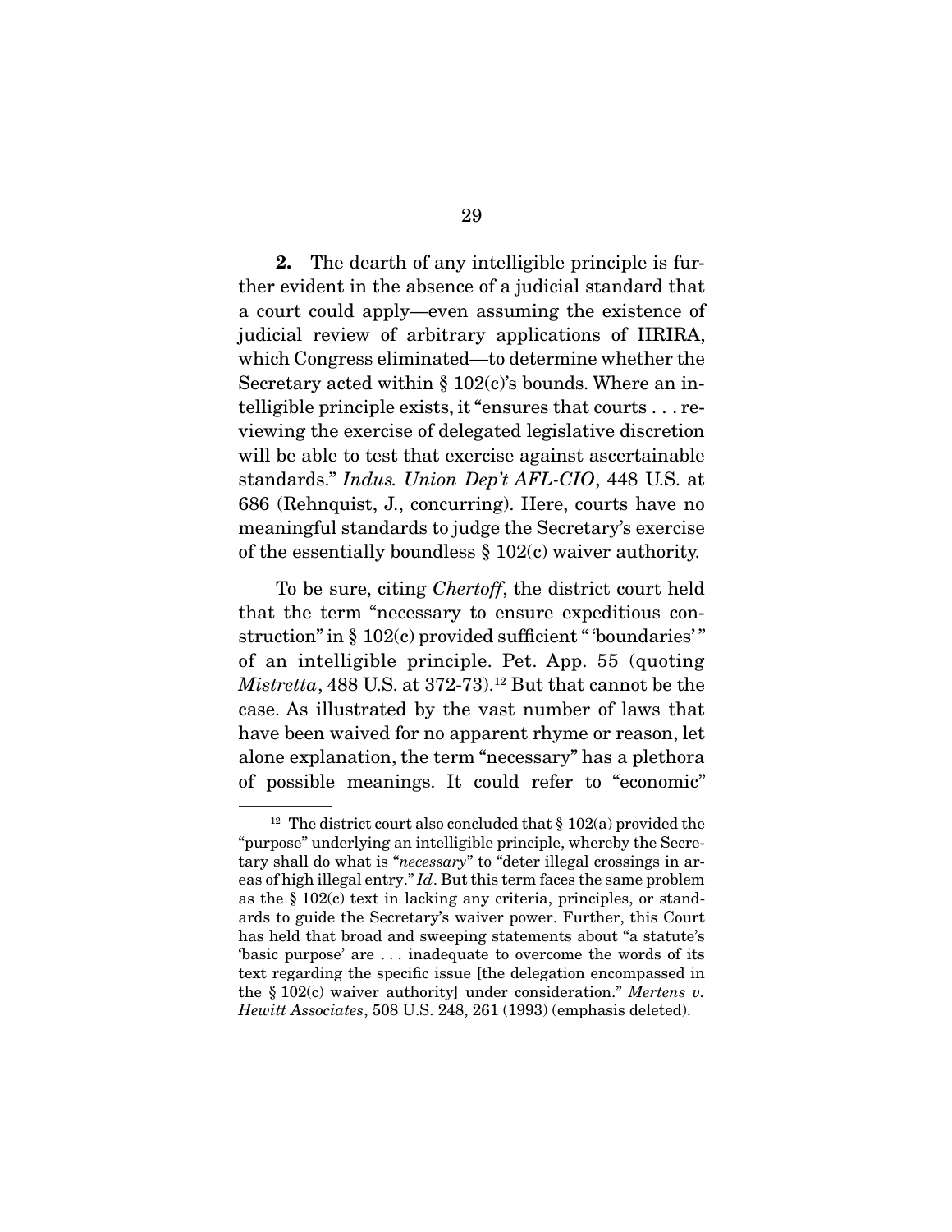**2.** The dearth of any intelligible principle is further evident in the absence of a judicial standard that a court could apply—even assuming the existence of judicial review of arbitrary applications of IIRIRA, which Congress eliminated—to determine whether the Secretary acted within § 102(c)'s bounds. Where an intelligible principle exists, it "ensures that courts . . . reviewing the exercise of delegated legislative discretion will be able to test that exercise against ascertainable standards." *Indus. Union Dep't AFL-CIO*, 448 U.S. at 686 (Rehnquist, J., concurring). Here, courts have no meaningful standards to judge the Secretary's exercise of the essentially boundless § 102(c) waiver authority.

To be sure, citing *Chertoff*, the district court held that the term "necessary to ensure expeditious construction" in § 102(c) provided sufficient "'boundaries'" of an intelligible principle. Pet. App. 55 (quoting *Mistretta*, 488 U.S. at 372-73).[12] But that cannot be the case. As illustrated by the vast number of laws that have been waived for no apparent rhyme or reason, let alone explanation, the term "necessary" has a plethora of possible meanings. It could refer to "economic"

---

[12] The district court also concluded that § 102(a) provided the "purpose" underlying an intelligible principle, whereby the Secretary shall do what is "*necessary*" to "deter illegal crossings in areas of high illegal entry." *Id*. But this term faces the same problem as the § 102(c) text in lacking any criteria, principles, or standards to guide the Secretary's waiver power. Further, this Court has held that broad and sweeping statements about "a statute's 'basic purpose' are . . . inadequate to overcome the words of its text regarding the specific issue [the delegation encompassed in the § 102(c) waiver authority] under consideration." *Mertens v. Hewitt Associates*, 508 U.S. 248, 261 (1993) (emphasis deleted).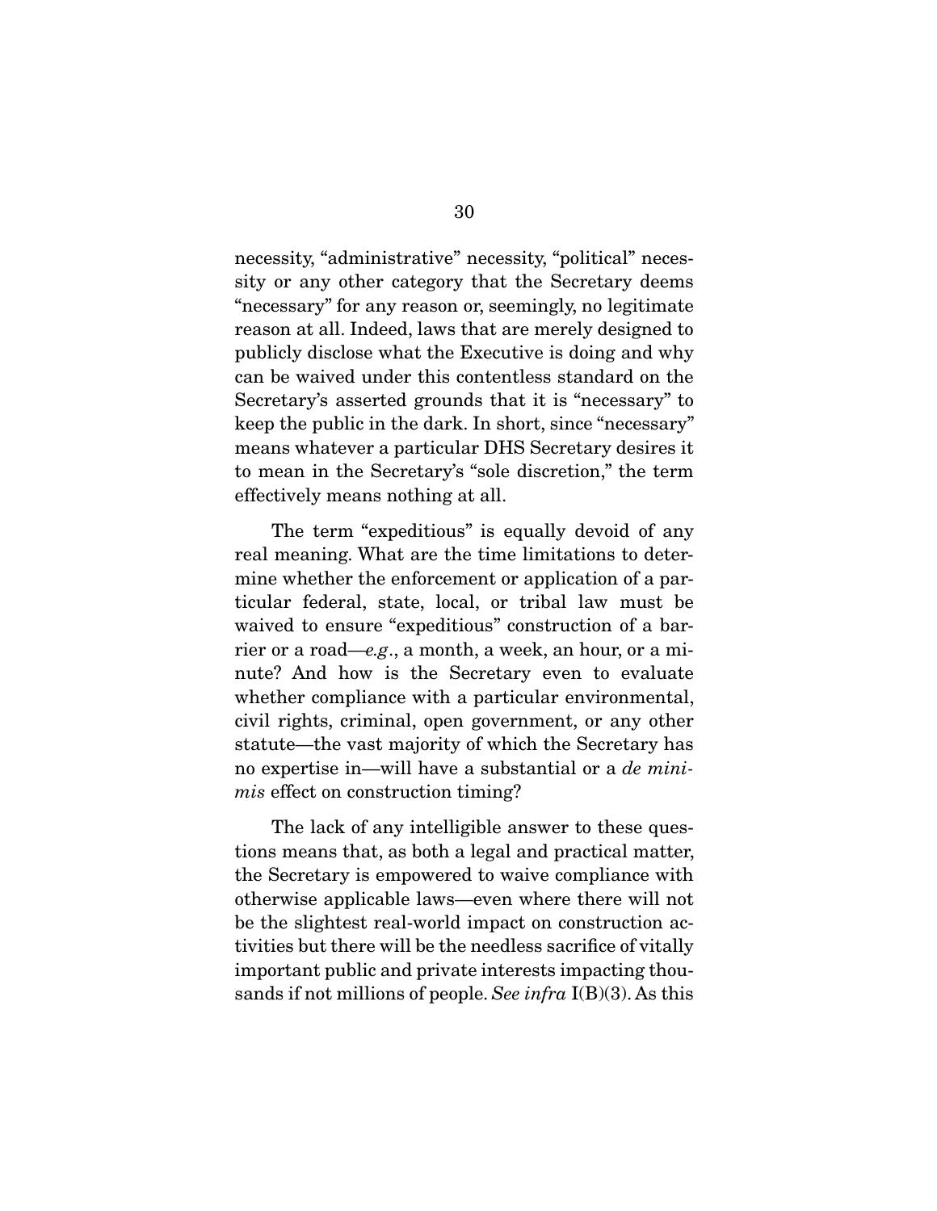necessity, "administrative" necessity, "political" necessity or any other category that the Secretary deems "necessary" for any reason or, seemingly, no legitimate reason at all. Indeed, laws that are merely designed to publicly disclose what the Executive is doing and why can be waived under this contentless standard on the Secretary's asserted grounds that it is "necessary" to keep the public in the dark. In short, since "necessary" means whatever a particular DHS Secretary desires it to mean in the Secretary's "sole discretion," the term effectively means nothing at all.

The term "expeditious" is equally devoid of any real meaning. What are the time limitations to determine whether the enforcement or application of a particular federal, state, local, or tribal law must be waived to ensure "expeditious" construction of a barrier or a road—*e.g.*, a month, a week, an hour, or a minute? And how is the Secretary even to evaluate whether compliance with a particular environmental, civil rights, criminal, open government, or any other statute—the vast majority of which the Secretary has no expertise in—will have a substantial or a *de minimis* effect on construction timing?

The lack of any intelligible answer to these questions means that, as both a legal and practical matter, the Secretary is empowered to waive compliance with otherwise applicable laws—even where there will not be the slightest real-world impact on construction activities but there will be the needless sacrifice of vitally important public and private interests impacting thousands if not millions of people. *See infra* I(B)(3). As this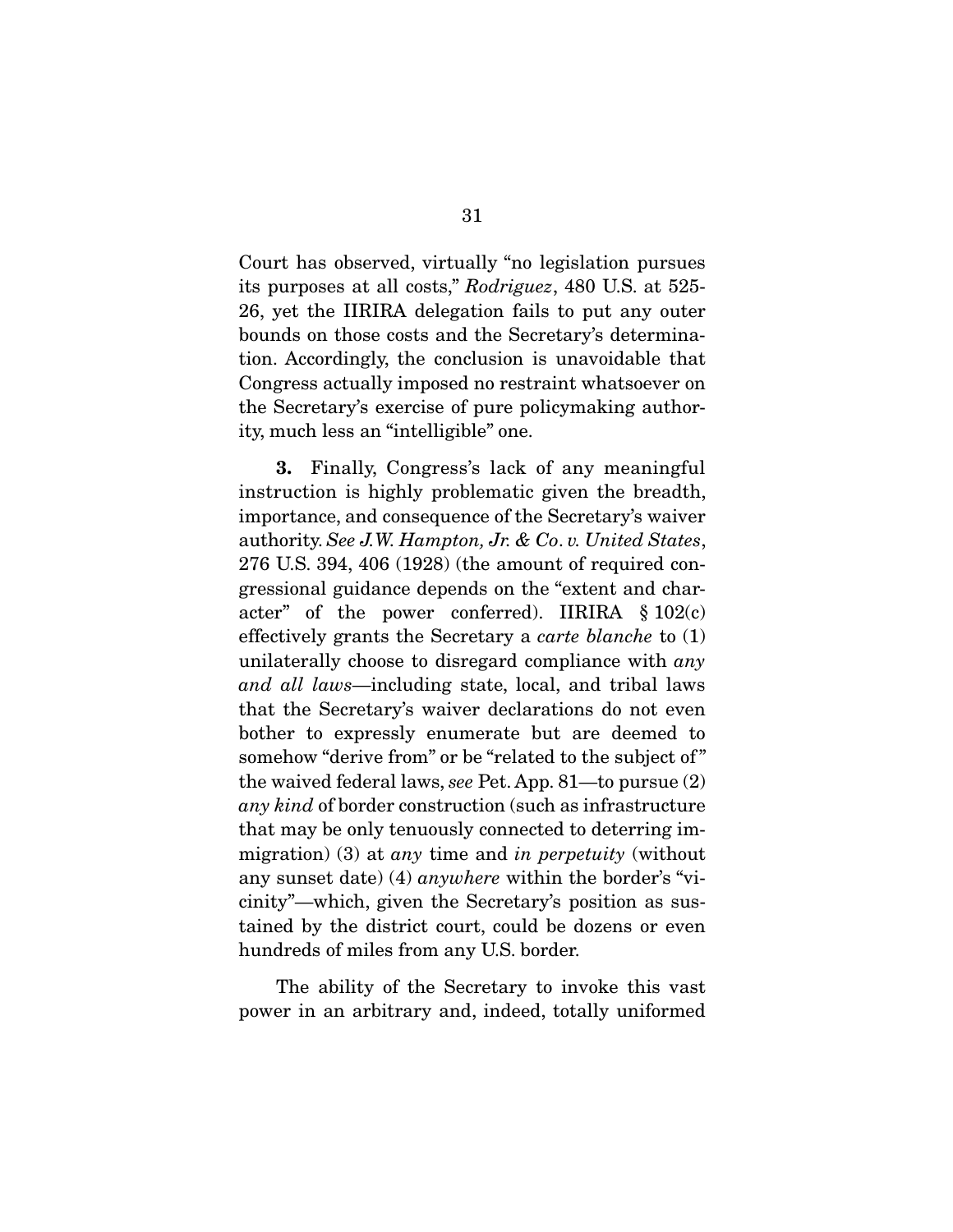Court has observed, virtually "no legislation pursues its purposes at all costs," *Rodriguez*, 480 U.S. at 525-26, yet the IIRIRA delegation fails to put any outer bounds on those costs and the Secretary's determination. Accordingly, the conclusion is unavoidable that Congress actually imposed no restraint whatsoever on the Secretary's exercise of pure policymaking authority, much less an "intelligible" one.

**3.** Finally, Congress's lack of any meaningful instruction is highly problematic given the breadth, importance, and consequence of the Secretary's waiver authority. *See J.W. Hampton, Jr. & Co. v. United States*, 276 U.S. 394, 406 (1928) (the amount of required congressional guidance depends on the "extent and character" of the power conferred). IIRIRA § 102(c) effectively grants the Secretary a *carte blanche* to (1) unilaterally choose to disregard compliance with *any and all laws*—including state, local, and tribal laws that the Secretary's waiver declarations do not even bother to expressly enumerate but are deemed to somehow "derive from" or be "related to the subject of" the waived federal laws, *see* Pet. App. 81—to pursue (2) *any kind* of border construction (such as infrastructure that may be only tenuously connected to deterring immigration) (3) at *any* time and *in perpetuity* (without any sunset date) (4) *anywhere* within the border's "vicinity"—which, given the Secretary's position as sustained by the district court, could be dozens or even hundreds of miles from any U.S. border.

The ability of the Secretary to invoke this vast power in an arbitrary and, indeed, totally uniformed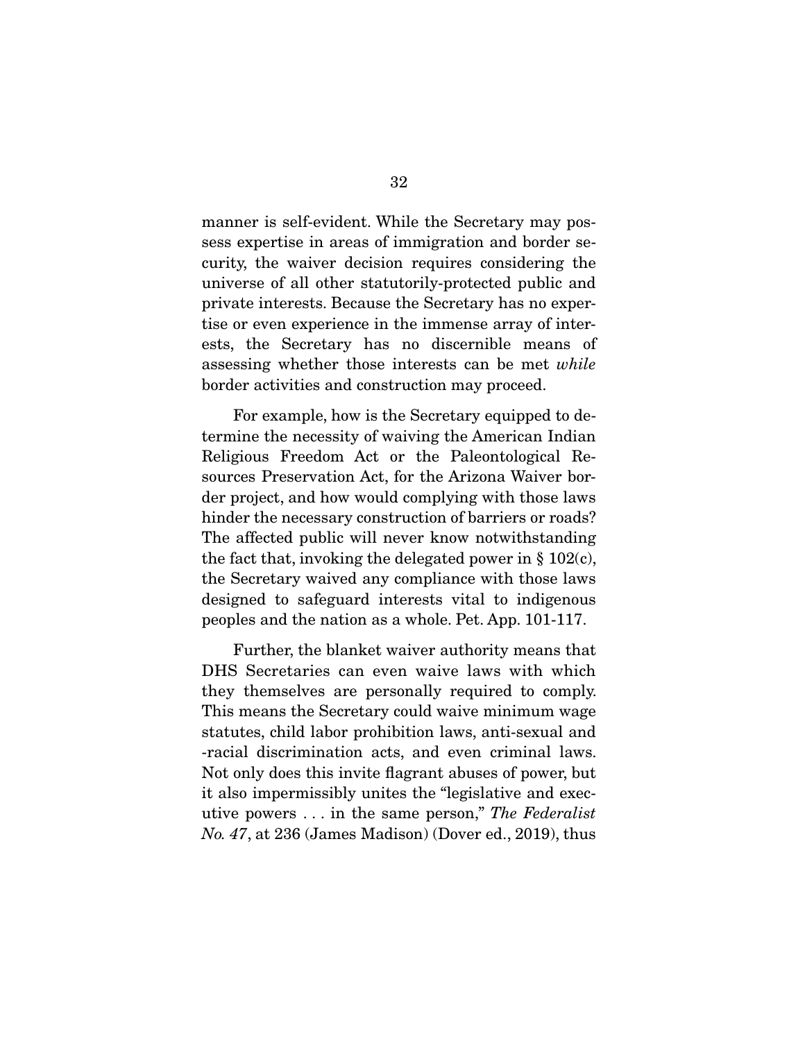manner is self-evident. While the Secretary may possess expertise in areas of immigration and border security, the waiver decision requires considering the universe of all other statutorily-protected public and private interests. Because the Secretary has no expertise or even experience in the immense array of interests, the Secretary has no discernible means of assessing whether those interests can be met *while* border activities and construction may proceed.

For example, how is the Secretary equipped to determine the necessity of waiving the American Indian Religious Freedom Act or the Paleontological Resources Preservation Act, for the Arizona Waiver border project, and how would complying with those laws hinder the necessary construction of barriers or roads? The affected public will never know notwithstanding the fact that, invoking the delegated power in § 102(c), the Secretary waived any compliance with those laws designed to safeguard interests vital to indigenous peoples and the nation as a whole. Pet. App. 101-117.

Further, the blanket waiver authority means that DHS Secretaries can even waive laws with which they themselves are personally required to comply. This means the Secretary could waive minimum wage statutes, child labor prohibition laws, anti-sexual and -racial discrimination acts, and even criminal laws. Not only does this invite flagrant abuses of power, but it also impermissibly unites the "legislative and executive powers . . . in the same person," *The Federalist No. 47*, at 236 (James Madison) (Dover ed., 2019), thus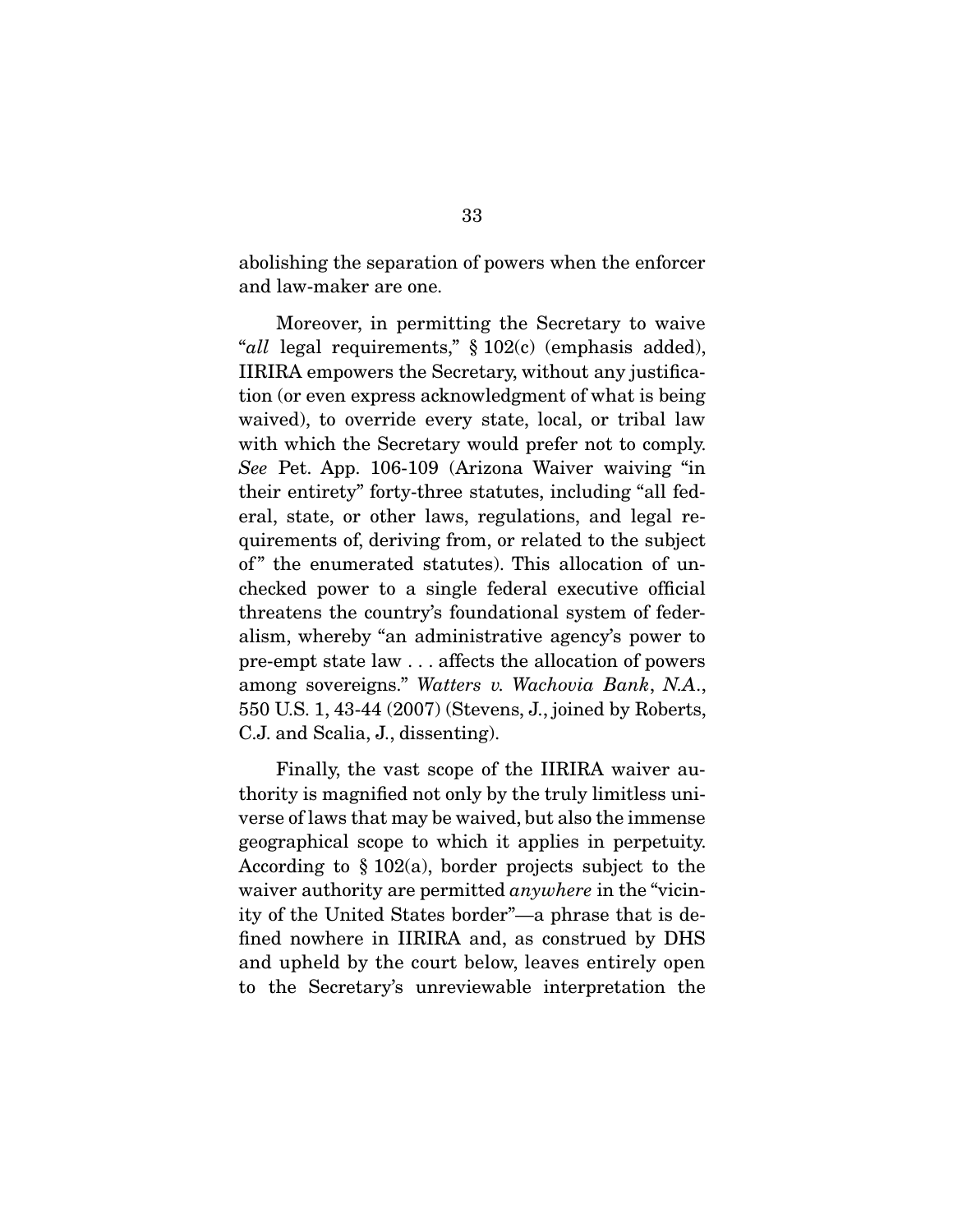abolishing the separation of powers when the enforcer and law-maker are one.

Moreover, in permitting the Secretary to waive "*all* legal requirements," § 102(c) (emphasis added), IIRIRA empowers the Secretary, without any justification (or even express acknowledgment of what is being waived), to override every state, local, or tribal law with which the Secretary would prefer not to comply. *See* Pet. App. 106-109 (Arizona Waiver waiving "in their entirety" forty-three statutes, including "all federal, state, or other laws, regulations, and legal requirements of, deriving from, or related to the subject of" the enumerated statutes). This allocation of unchecked power to a single federal executive official threatens the country's foundational system of federalism, whereby "an administrative agency's power to pre-empt state law . . . affects the allocation of powers among sovereigns." *Watters v. Wachovia Bank, N.A.*, 550 U.S. 1, 43-44 (2007) (Stevens, J., joined by Roberts, C.J. and Scalia, J., dissenting).

Finally, the vast scope of the IIRIRA waiver authority is magnified not only by the truly limitless universe of laws that may be waived, but also the immense geographical scope to which it applies in perpetuity. According to § 102(a), border projects subject to the waiver authority are permitted *anywhere* in the "vicinity of the United States border"—a phrase that is defined nowhere in IIRIRA and, as construed by DHS and upheld by the court below, leaves entirely open to the Secretary's unreviewable interpretation the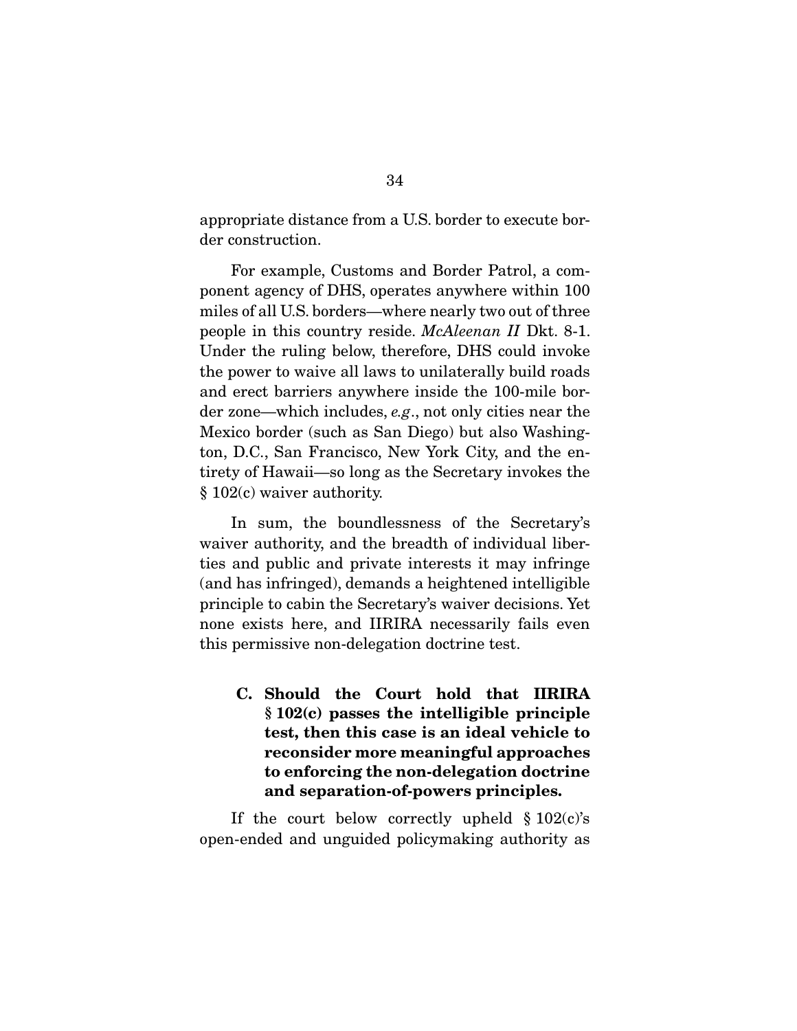appropriate distance from a U.S. border to execute border construction.

For example, Customs and Border Patrol, a component agency of DHS, operates anywhere within 100 miles of all U.S. borders—where nearly two out of three people in this country reside. *McAleenan II* Dkt. 8-1. Under the ruling below, therefore, DHS could invoke the power to waive all laws to unilaterally build roads and erect barriers anywhere inside the 100-mile border zone—which includes, *e.g.*, not only cities near the Mexico border (such as San Diego) but also Washington, D.C., San Francisco, New York City, and the entirety of Hawaii—so long as the Secretary invokes the § 102(c) waiver authority.

In sum, the boundlessness of the Secretary's waiver authority, and the breadth of individual liberties and public and private interests it may infringe (and has infringed), demands a heightened intelligible principle to cabin the Secretary's waiver decisions. Yet none exists here, and IIRIRA necessarily fails even this permissive non-delegation doctrine test.

### C. Should the Court hold that IIRIRA § 102(c) passes the intelligible principle test, then this case is an ideal vehicle to reconsider more meaningful approaches to enforcing the non-delegation doctrine and separation-of-powers principles.

If the court below correctly upheld § 102(c)'s open-ended and unguided policymaking authority as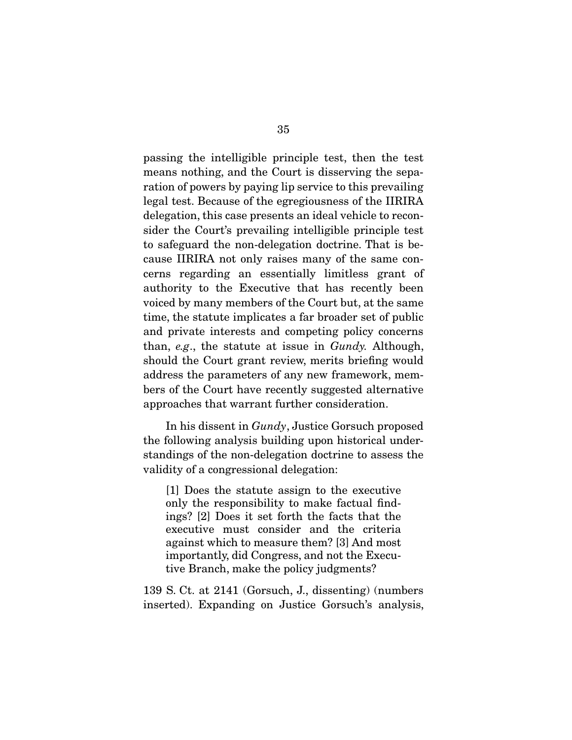passing the intelligible principle test, then the test means nothing, and the Court is disserving the separation of powers by paying lip service to this prevailing legal test. Because of the egregiousness of the IIRIRA delegation, this case presents an ideal vehicle to reconsider the Court's prevailing intelligible principle test to safeguard the non-delegation doctrine. That is because IIRIRA not only raises many of the same concerns regarding an essentially limitless grant of authority to the Executive that has recently been voiced by many members of the Court but, at the same time, the statute implicates a far broader set of public and private interests and competing policy concerns than, *e.g*., the statute at issue in *Gundy.* Although, should the Court grant review, merits briefing would address the parameters of any new framework, members of the Court have recently suggested alternative approaches that warrant further consideration.

In his dissent in *Gundy*, Justice Gorsuch proposed the following analysis building upon historical understandings of the non-delegation doctrine to assess the validity of a congressional delegation:

> [1] Does the statute assign to the executive only the responsibility to make factual findings? [2] Does it set forth the facts that the executive must consider and the criteria against which to measure them? [3] And most importantly, did Congress, and not the Executive Branch, make the policy judgments?

139 S. Ct. at 2141 (Gorsuch, J., dissenting) (numbers inserted). Expanding on Justice Gorsuch's analysis,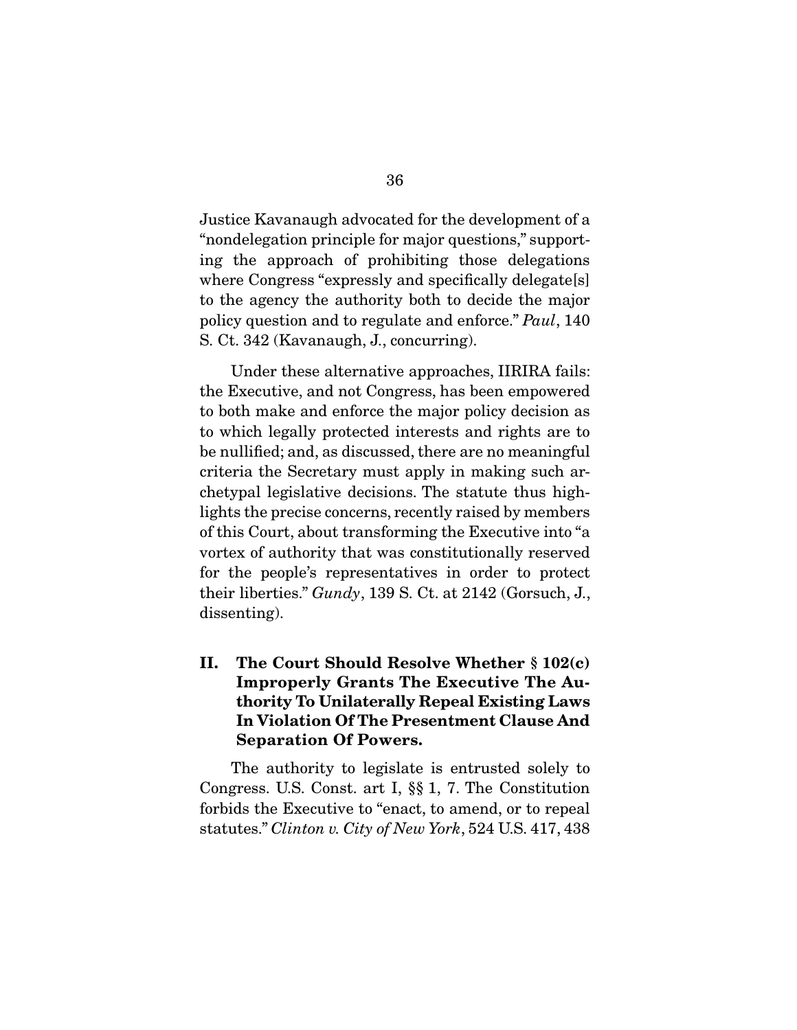Justice Kavanaugh advocated for the development of a "nondelegation principle for major questions," supporting the approach of prohibiting those delegations where Congress "expressly and specifically delegate[s] to the agency the authority both to decide the major policy question and to regulate and enforce." *Paul*, 140 S. Ct. 342 (Kavanaugh, J., concurring).

Under these alternative approaches, IIRIRA fails: the Executive, and not Congress, has been empowered to both make and enforce the major policy decision as to which legally protected interests and rights are to be nullified; and, as discussed, there are no meaningful criteria the Secretary must apply in making such archetypal legislative decisions. The statute thus highlights the precise concerns, recently raised by members of this Court, about transforming the Executive into "a vortex of authority that was constitutionally reserved for the people's representatives in order to protect their liberties." *Gundy*, 139 S. Ct. at 2142 (Gorsuch, J., dissenting).

## II. The Court Should Resolve Whether § 102(c) Improperly Grants The Executive The Authority To Unilaterally Repeal Existing Laws In Violation Of The Presentment Clause And Separation Of Powers.

The authority to legislate is entrusted solely to Congress. U.S. Const. art I, §§ 1, 7. The Constitution forbids the Executive to "enact, to amend, or to repeal statutes." *Clinton v. City of New York*, 524 U.S. 417, 438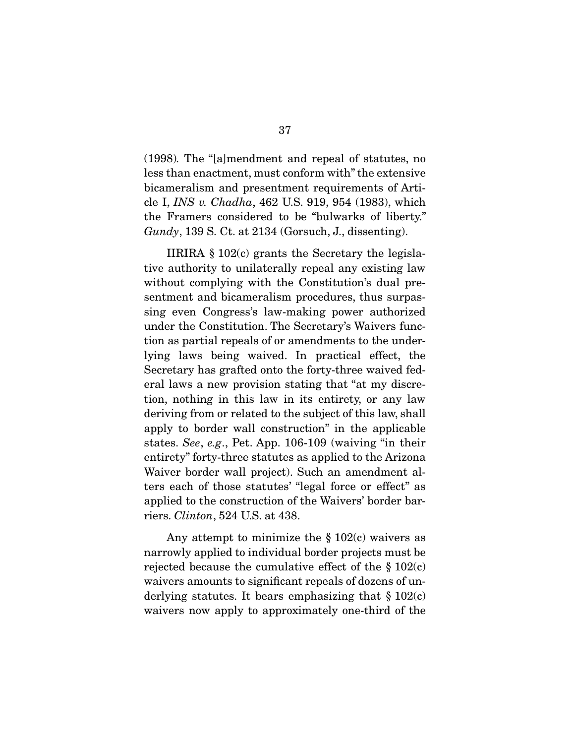(1998). The "[a]mendment and repeal of statutes, no less than enactment, must conform with" the extensive bicameralism and presentment requirements of Article I, *INS v. Chadha*, 462 U.S. 919, 954 (1983), which the Framers considered to be "bulwarks of liberty." *Gundy*, 139 S. Ct. at 2134 (Gorsuch, J., dissenting).

IIRIRA § 102(c) grants the Secretary the legislative authority to unilaterally repeal any existing law without complying with the Constitution's dual presentment and bicameralism procedures, thus surpassing even Congress's law-making power authorized under the Constitution. The Secretary's Waivers function as partial repeals of or amendments to the underlying laws being waived. In practical effect, the Secretary has grafted onto the forty-three waived federal laws a new provision stating that "at my discretion, nothing in this law in its entirety, or any law deriving from or related to the subject of this law, shall apply to border wall construction" in the applicable states. *See*, *e.g.*, Pet. App. 106-109 (waiving "in their entirety" forty-three statutes as applied to the Arizona Waiver border wall project). Such an amendment alters each of those statutes' "legal force or effect" as applied to the construction of the Waivers' border barriers. *Clinton*, 524 U.S. at 438.

Any attempt to minimize the § 102(c) waivers as narrowly applied to individual border projects must be rejected because the cumulative effect of the § 102(c) waivers amounts to significant repeals of dozens of underlying statutes. It bears emphasizing that § 102(c) waivers now apply to approximately one-third of the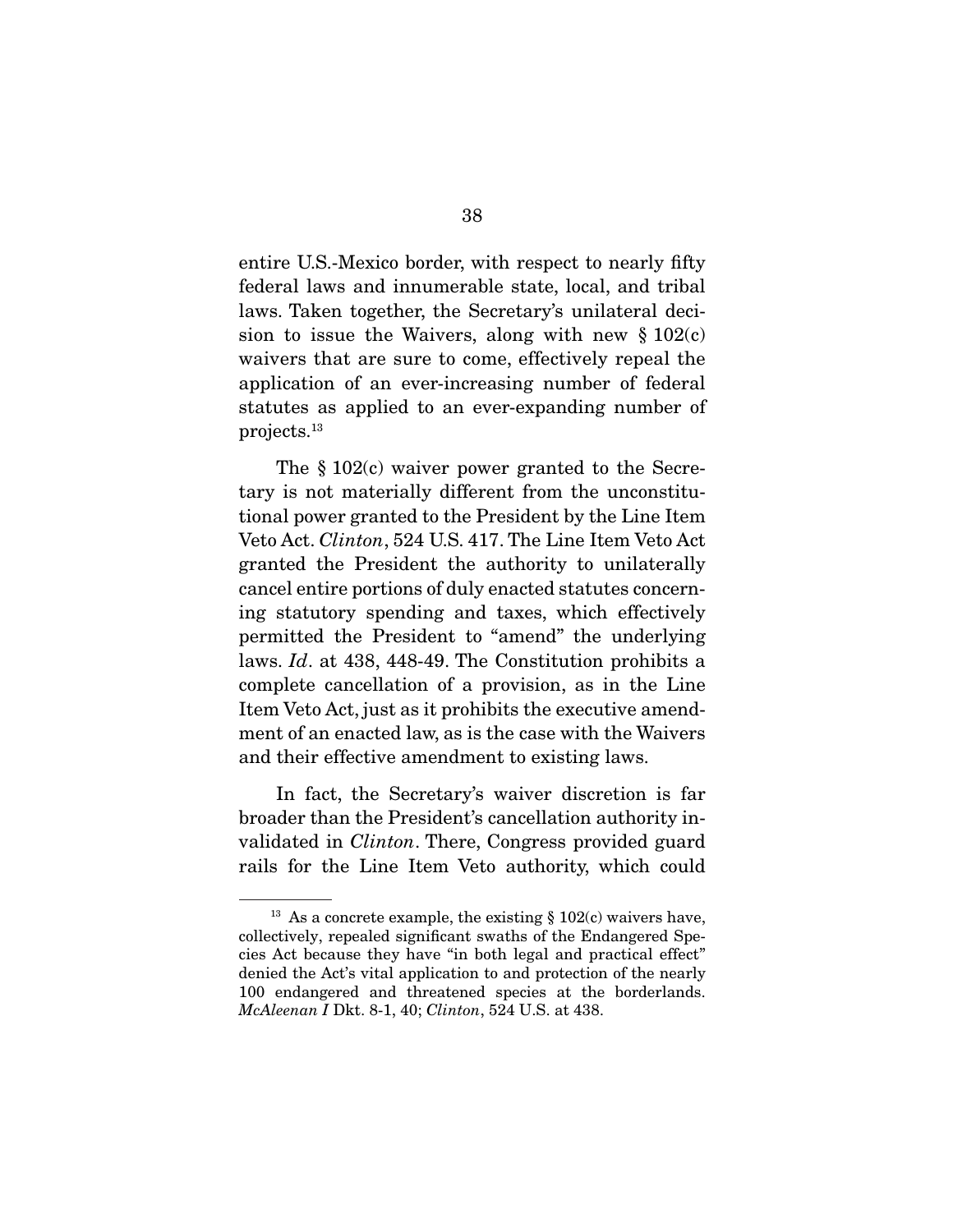entire U.S.-Mexico border, with respect to nearly fifty federal laws and innumerable state, local, and tribal laws. Taken together, the Secretary's unilateral decision to issue the Waivers, along with new § 102(c) waivers that are sure to come, effectively repeal the application of an ever-increasing number of federal statutes as applied to an ever-expanding number of projects.[13]

The § 102(c) waiver power granted to the Secretary is not materially different from the unconstitutional power granted to the President by the Line Item Veto Act. *Clinton*, 524 U.S. 417. The Line Item Veto Act granted the President the authority to unilaterally cancel entire portions of duly enacted statutes concerning statutory spending and taxes, which effectively permitted the President to "amend" the underlying laws. *Id*. at 438, 448-49. The Constitution prohibits a complete cancellation of a provision, as in the Line Item Veto Act, just as it prohibits the executive amendment of an enacted law, as is the case with the Waivers and their effective amendment to existing laws.

In fact, the Secretary's waiver discretion is far broader than the President's cancellation authority invalidated in *Clinton*. There, Congress provided guard rails for the Line Item Veto authority, which could

---

[13] As a concrete example, the existing § 102(c) waivers have, collectively, repealed significant swaths of the Endangered Species Act because they have "in both legal and practical effect" denied the Act's vital application to and protection of the nearly 100 endangered and threatened species at the borderlands. *McAleenan I* Dkt. 8-1, 40; *Clinton*, 524 U.S. at 438.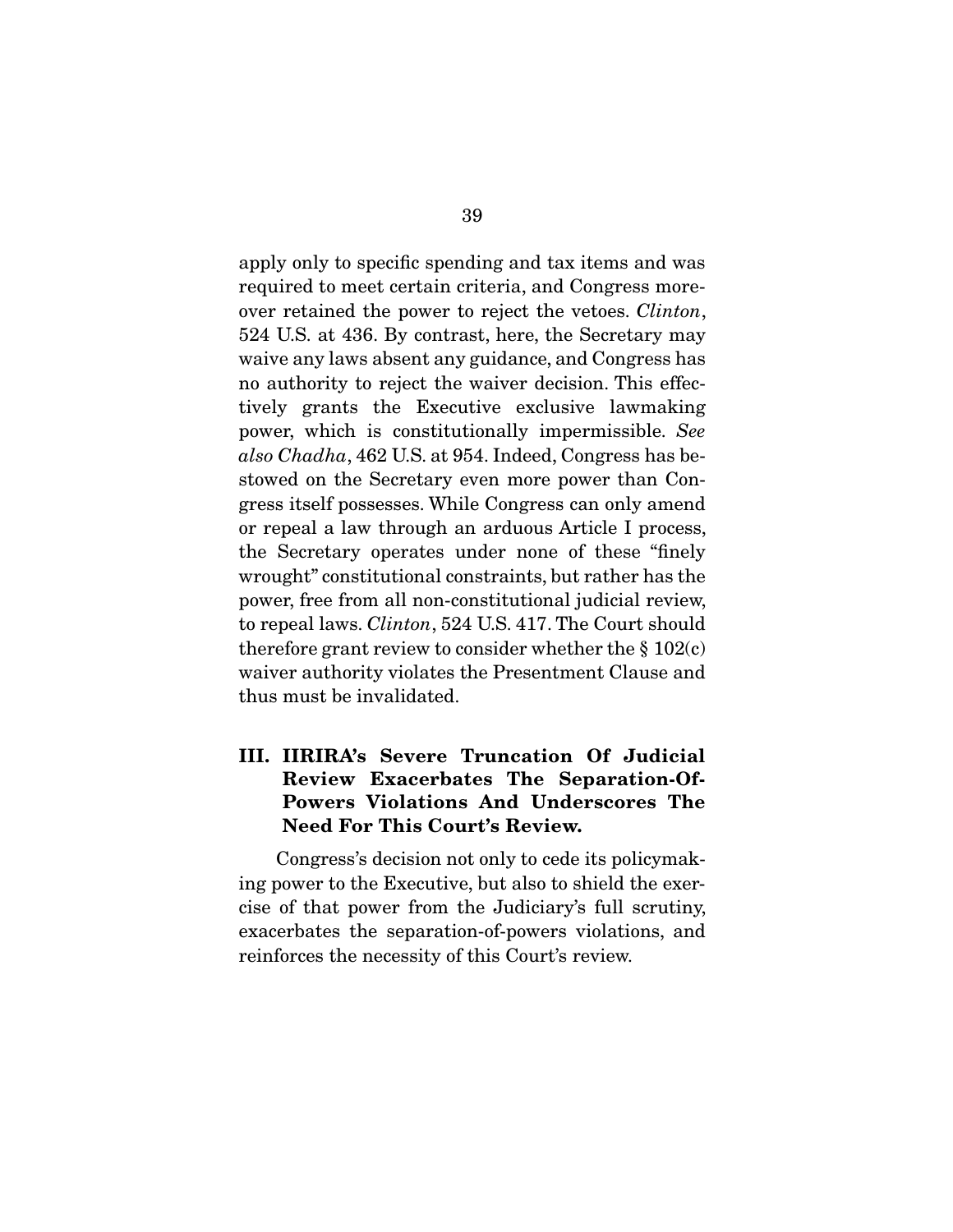apply only to specific spending and tax items and was required to meet certain criteria, and Congress moreover retained the power to reject the vetoes. *Clinton*, 524 U.S. at 436. By contrast, here, the Secretary may waive any laws absent any guidance, and Congress has no authority to reject the waiver decision. This effectively grants the Executive exclusive lawmaking power, which is constitutionally impermissible. *See also Chadha*, 462 U.S. at 954. Indeed, Congress has bestowed on the Secretary even more power than Congress itself possesses. While Congress can only amend or repeal a law through an arduous Article I process, the Secretary operates under none of these "finely wrought" constitutional constraints, but rather has the power, free from all non-constitutional judicial review, to repeal laws. *Clinton*, 524 U.S. 417. The Court should therefore grant review to consider whether the § 102(c) waiver authority violates the Presentment Clause and thus must be invalidated.

## III. IIRIRA's Severe Truncation Of Judicial Review Exacerbates The Separation-Of-Powers Violations And Underscores The Need For This Court's Review.

Congress's decision not only to cede its policymaking power to the Executive, but also to shield the exercise of that power from the Judiciary's full scrutiny, exacerbates the separation-of-powers violations, and reinforces the necessity of this Court's review.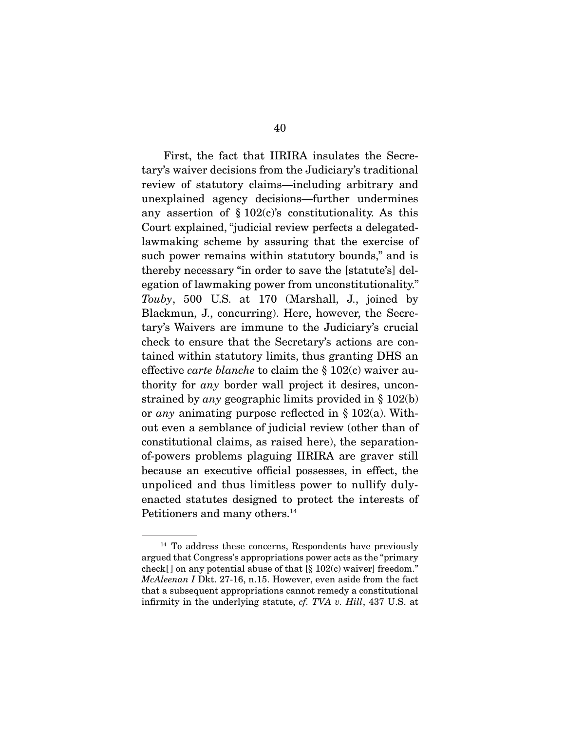First, the fact that IIRIRA insulates the Secretary's waiver decisions from the Judiciary's traditional review of statutory claims—including arbitrary and unexplained agency decisions—further undermines any assertion of § 102(c)'s constitutionality. As this Court explained, "judicial review perfects a delegated-lawmaking scheme by assuring that the exercise of such power remains within statutory bounds," and is thereby necessary "in order to save the [statute's] delegation of lawmaking power from unconstitutionality." *Touby*, 500 U.S. at 170 (Marshall, J., joined by Blackmun, J., concurring). Here, however, the Secretary's Waivers are immune to the Judiciary's crucial check to ensure that the Secretary's actions are contained within statutory limits, thus granting DHS an effective *carte blanche* to claim the § 102(c) waiver authority for *any* border wall project it desires, unconstrained by *any* geographic limits provided in § 102(b) or *any* animating purpose reflected in § 102(a). Without even a semblance of judicial review (other than of constitutional claims, as raised here), the separation-of-powers problems plaguing IIRIRA are graver still because an executive official possesses, in effect, the unpoliced and thus limitless power to nullify duly-enacted statutes designed to protect the interests of Petitioners and many others.[14]

---

[14] To address these concerns, Respondents have previously argued that Congress's appropriations power acts as the "primary check[ ] on any potential abuse of that [§ 102(c) waiver] freedom." *McAleenan I* Dkt. 27-16, n.15. However, even aside from the fact that a subsequent appropriations cannot remedy a constitutional infirmity in the underlying statute, *cf. TVA v. Hill*, 437 U.S. at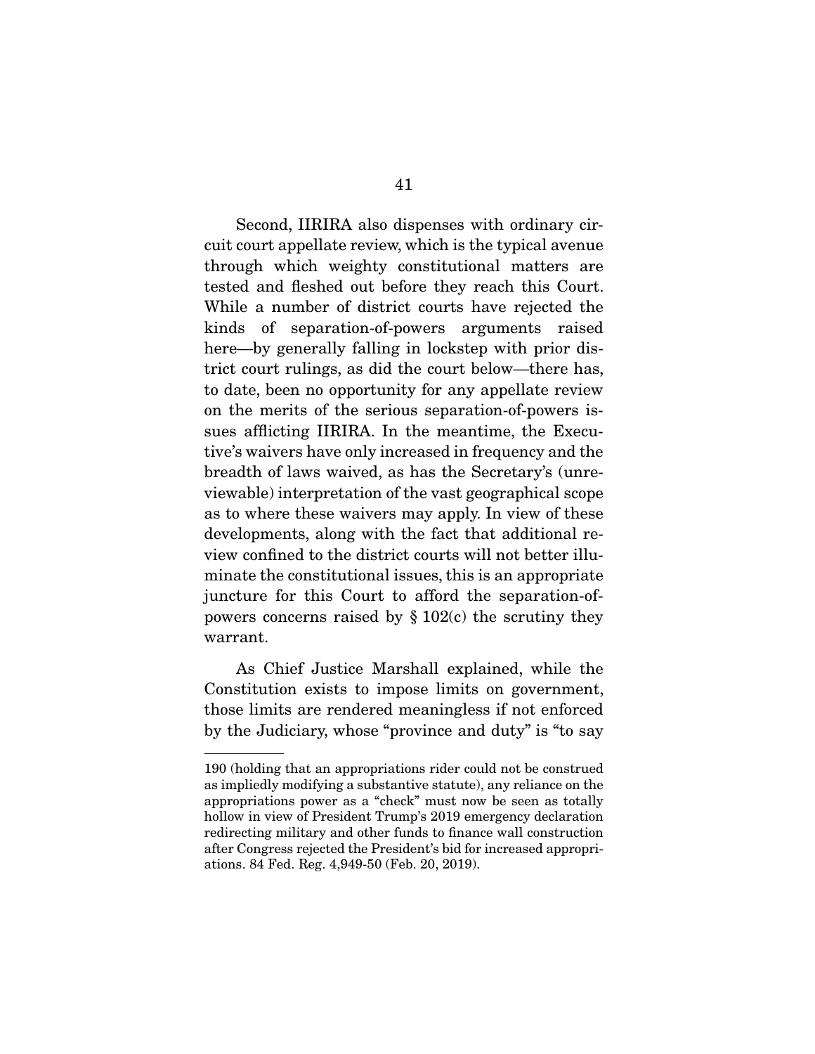Second, IIRIRA also dispenses with ordinary circuit court appellate review, which is the typical avenue through which weighty constitutional matters are tested and fleshed out before they reach this Court. While a number of district courts have rejected the kinds of separation-of-powers arguments raised here—by generally falling in lockstep with prior district court rulings, as did the court below—there has, to date, been no opportunity for any appellate review on the merits of the serious separation-of-powers issues afflicting IIRIRA. In the meantime, the Executive's waivers have only increased in frequency and the breadth of laws waived, as has the Secretary's (unreviewable) interpretation of the vast geographical scope as to where these waivers may apply. In view of these developments, along with the fact that additional review confined to the district courts will not better illuminate the constitutional issues, this is an appropriate juncture for this Court to afford the separation-of-powers concerns raised by § 102(c) the scrutiny they warrant.

As Chief Justice Marshall explained, while the Constitution exists to impose limits on government, those limits are rendered meaningless if not enforced by the Judiciary, whose "province and duty" is "to say

---

190 (holding that an appropriations rider could not be construed as impliedly modifying a substantive statute), any reliance on the appropriations power as a "check" must now be seen as totally hollow in view of President Trump's 2019 emergency declaration redirecting military and other funds to finance wall construction after Congress rejected the President's bid for increased appropriations. 84 Fed. Reg. 4,949-50 (Feb. 20, 2019).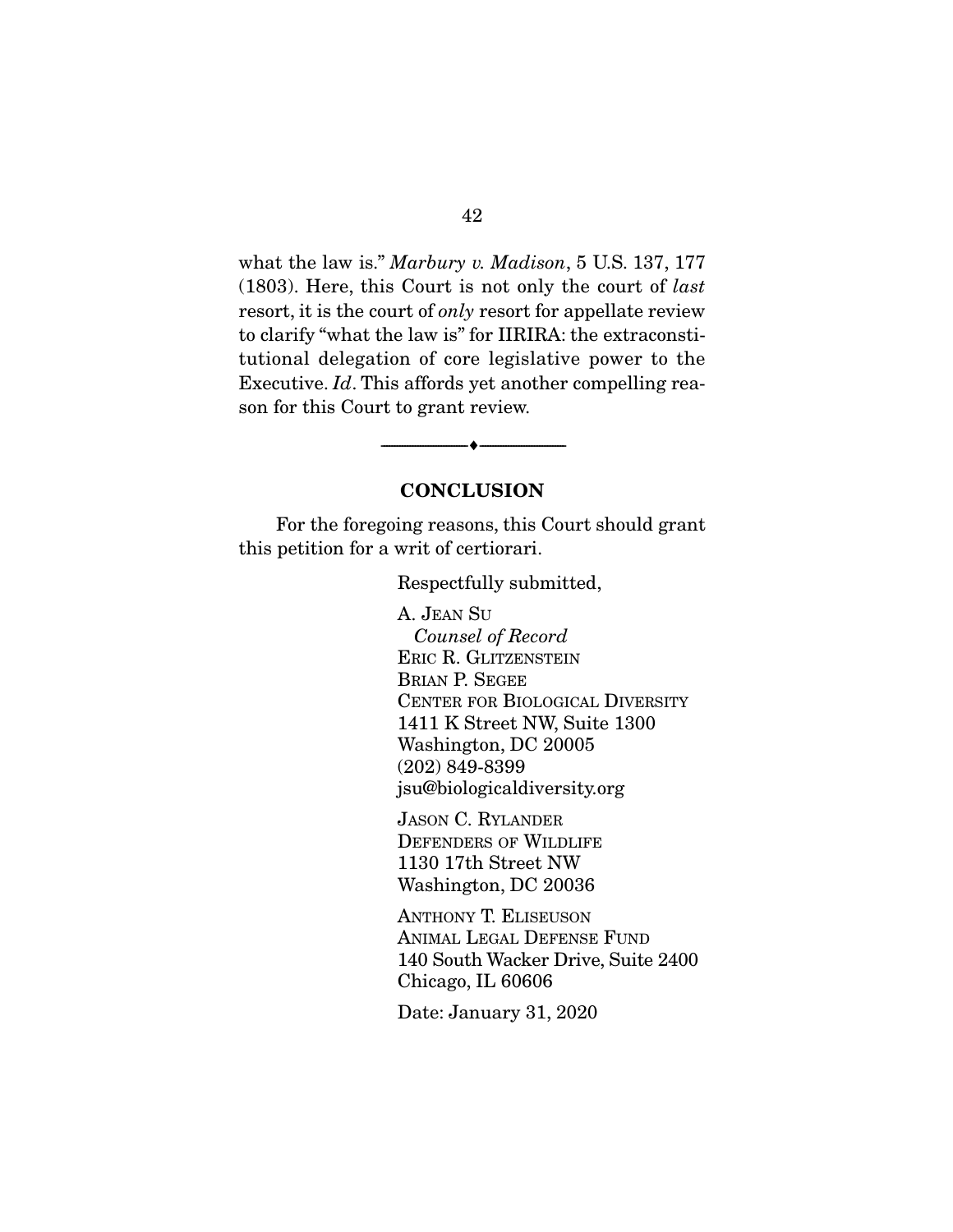what the law is." *Marbury v. Madison*, 5 U.S. 137, 177 (1803). Here, this Court is not only the court of *last* resort, it is the court of *only* resort for appellate review to clarify "what the law is" for IIRIRA: the extraconstitutional delegation of core legislative power to the Executive. *Id*. This affords yet another compelling reason for this Court to grant review.

## CONCLUSION

For the foregoing reasons, this Court should grant this petition for a writ of certiorari.

Respectfully submitted,

A. JEAN SU
*Counsel of Record*
ERIC R. GLITZENSTEIN
BRIAN P. SEGEE
CENTER FOR BIOLOGICAL DIVERSITY
1411 K Street NW, Suite 1300
Washington, DC 20005
(202) 849-8399
jsu@biologicaldiversity.org

JASON C. RYLANDER
DEFENDERS OF WILDLIFE
1130 17th Street NW
Washington, DC 20036

ANTHONY T. ELISEUSON
ANIMAL LEGAL DEFENSE FUND
140 South Wacker Drive, Suite 2400
Chicago, IL 60606

Date: January 31, 2020